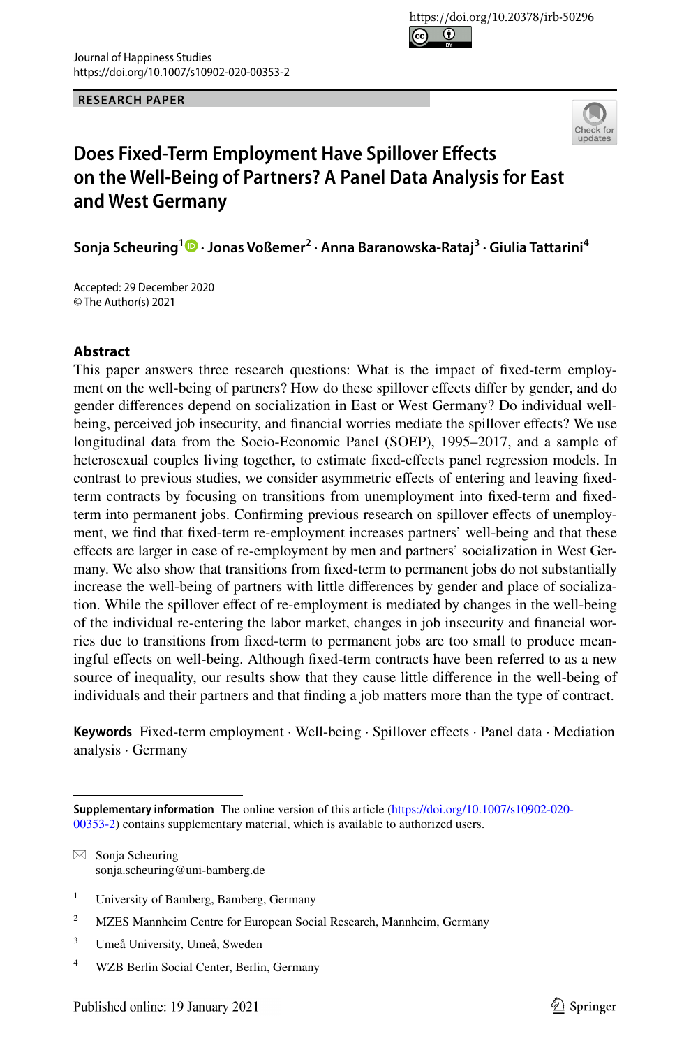https://doi.org/10.20378/irb-50296

Journal of Happiness Studies
https://doi.org/10.1007/s10902-020-00353-2

**RESEARCH PAPER**

# Does Fixed-Term Employment Have Spillover Effects on the Well-Being of Partners? A Panel Data Analysis for East and West Germany

**Sonja Scheuring[1] · Jonas Voßemer[2] · Anna Baranowska-Rataj[3] · Giulia Tattarini[4]**

Accepted: 29 December 2020
© The Author(s) 2021

## Abstract

This paper answers three research questions: What is the impact of fixed-term employment on the well-being of partners? How do these spillover effects differ by gender, and do gender differences depend on socialization in East or West Germany? Do individual well-being, perceived job insecurity, and financial worries mediate the spillover effects? We use longitudinal data from the Socio-Economic Panel (SOEP), 1995–2017, and a sample of heterosexual couples living together, to estimate fixed-effects panel regression models. In contrast to previous studies, we consider asymmetric effects of entering and leaving fixed-term contracts by focusing on transitions from unemployment into fixed-term and fixed-term into permanent jobs. Confirming previous research on spillover effects of unemployment, we find that fixed-term re-employment increases partners' well-being and that these effects are larger in case of re-employment by men and partners' socialization in West Germany. We also show that transitions from fixed-term to permanent jobs do not substantially increase the well-being of partners with little differences by gender and place of socialization. While the spillover effect of re-employment is mediated by changes in the well-being of the individual re-entering the labor market, changes in job insecurity and financial worries due to transitions from fixed-term to permanent jobs are too small to produce meaningful effects on well-being. Although fixed-term contracts have been referred to as a new source of inequality, our results show that they cause little difference in the well-being of individuals and their partners and that finding a job matters more than the type of contract.

**Keywords** Fixed-term employment · Well-being · Spillover effects · Panel data · Mediation analysis · Germany

---

**Supplementary information** The online version of this article (https://doi.org/10.1007/s10902-020-00353-2) contains supplementary material, which is available to authorized users.

✉ Sonja Scheuring
sonja.scheuring@uni-bamberg.de

[1] University of Bamberg, Bamberg, Germany

[2] MZES Mannheim Centre for European Social Research, Mannheim, Germany

[3] Umeå University, Umeå, Sweden

[4] WZB Berlin Social Center, Berlin, Germany

Published online: 19 January 2021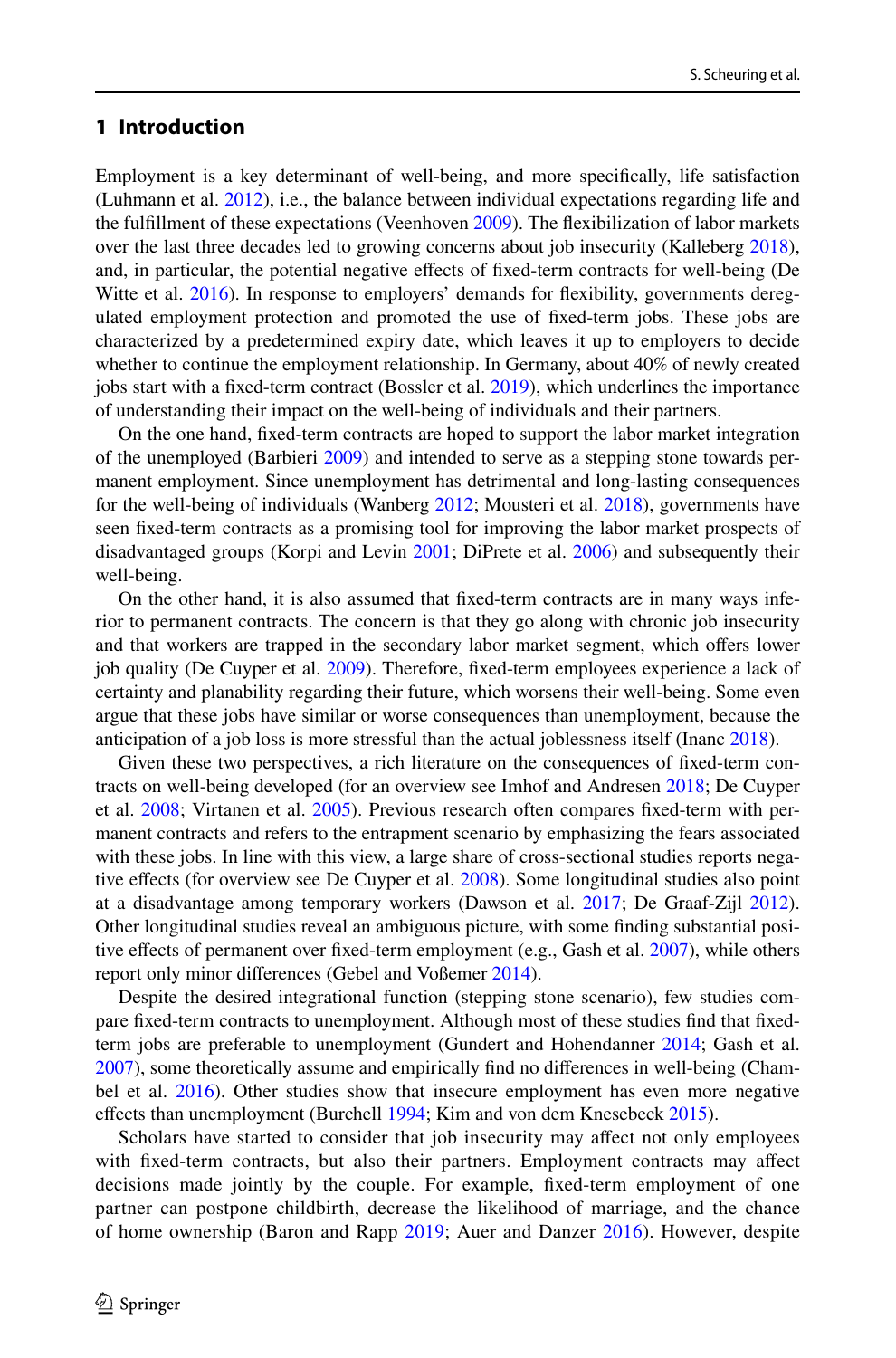## 1 Introduction

Employment is a key determinant of well-being, and more specifically, life satisfaction (Luhmann et al. 2012), i.e., the balance between individual expectations regarding life and the fulfillment of these expectations (Veenhoven 2009). The flexibilization of labor markets over the last three decades led to growing concerns about job insecurity (Kalleberg 2018), and, in particular, the potential negative effects of fixed-term contracts for well-being (De Witte et al. 2016). In response to employers' demands for flexibility, governments deregulated employment protection and promoted the use of fixed-term jobs. These jobs are characterized by a predetermined expiry date, which leaves it up to employers to decide whether to continue the employment relationship. In Germany, about 40% of newly created jobs start with a fixed-term contract (Bossler et al. 2019), which underlines the importance of understanding their impact on the well-being of individuals and their partners.

On the one hand, fixed-term contracts are hoped to support the labor market integration of the unemployed (Barbieri 2009) and intended to serve as a stepping stone towards permanent employment. Since unemployment has detrimental and long-lasting consequences for the well-being of individuals (Wanberg 2012; Mousteri et al. 2018), governments have seen fixed-term contracts as a promising tool for improving the labor market prospects of disadvantaged groups (Korpi and Levin 2001; DiPrete et al. 2006) and subsequently their well-being.

On the other hand, it is also assumed that fixed-term contracts are in many ways inferior to permanent contracts. The concern is that they go along with chronic job insecurity and that workers are trapped in the secondary labor market segment, which offers lower job quality (De Cuyper et al. 2009). Therefore, fixed-term employees experience a lack of certainty and planability regarding their future, which worsens their well-being. Some even argue that these jobs have similar or worse consequences than unemployment, because the anticipation of a job loss is more stressful than the actual joblessness itself (Inanc 2018).

Given these two perspectives, a rich literature on the consequences of fixed-term contracts on well-being developed (for an overview see Imhof and Andresen 2018; De Cuyper et al. 2008; Virtanen et al. 2005). Previous research often compares fixed-term with permanent contracts and refers to the entrapment scenario by emphasizing the fears associated with these jobs. In line with this view, a large share of cross-sectional studies reports negative effects (for overview see De Cuyper et al. 2008). Some longitudinal studies also point at a disadvantage among temporary workers (Dawson et al. 2017; De Graaf-Zijl 2012). Other longitudinal studies reveal an ambiguous picture, with some finding substantial positive effects of permanent over fixed-term employment (e.g., Gash et al. 2007), while others report only minor differences (Gebel and Voßemer 2014).

Despite the desired integrational function (stepping stone scenario), few studies compare fixed-term contracts to unemployment. Although most of these studies find that fixed-term jobs are preferable to unemployment (Gundert and Hohendanner 2014; Gash et al. 2007), some theoretically assume and empirically find no differences in well-being (Chambel et al. 2016). Other studies show that insecure employment has even more negative effects than unemployment (Burchell 1994; Kim and von dem Knesebeck 2015).

Scholars have started to consider that job insecurity may affect not only employees with fixed-term contracts, but also their partners. Employment contracts may affect decisions made jointly by the couple. For example, fixed-term employment of one partner can postpone childbirth, decrease the likelihood of marriage, and the chance of home ownership (Baron and Rapp 2019; Auer and Danzer 2016). However, despite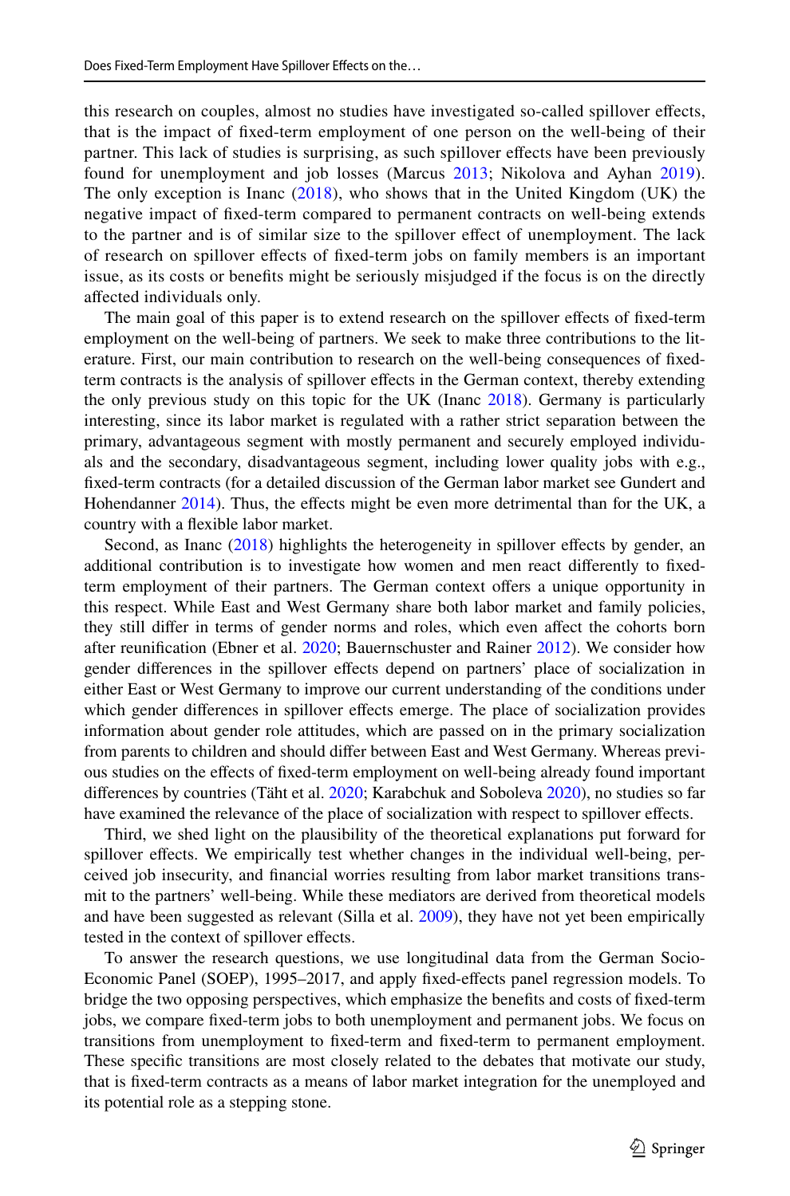this research on couples, almost no studies have investigated so-called spillover effects, that is the impact of fixed-term employment of one person on the well-being of their partner. This lack of studies is surprising, as such spillover effects have been previously found for unemployment and job losses (Marcus 2013; Nikolova and Ayhan 2019). The only exception is Inanc (2018), who shows that in the United Kingdom (UK) the negative impact of fixed-term compared to permanent contracts on well-being extends to the partner and is of similar size to the spillover effect of unemployment. The lack of research on spillover effects of fixed-term jobs on family members is an important issue, as its costs or benefits might be seriously misjudged if the focus is on the directly affected individuals only.

The main goal of this paper is to extend research on the spillover effects of fixed-term employment on the well-being of partners. We seek to make three contributions to the literature. First, our main contribution to research on the well-being consequences of fixed-term contracts is the analysis of spillover effects in the German context, thereby extending the only previous study on this topic for the UK (Inanc 2018). Germany is particularly interesting, since its labor market is regulated with a rather strict separation between the primary, advantageous segment with mostly permanent and securely employed individuals and the secondary, disadvantageous segment, including lower quality jobs with e.g., fixed-term contracts (for a detailed discussion of the German labor market see Gundert and Hohendanner 2014). Thus, the effects might be even more detrimental than for the UK, a country with a flexible labor market.

Second, as Inanc (2018) highlights the heterogeneity in spillover effects by gender, an additional contribution is to investigate how women and men react differently to fixed-term employment of their partners. The German context offers a unique opportunity in this respect. While East and West Germany share both labor market and family policies, they still differ in terms of gender norms and roles, which even affect the cohorts born after reunification (Ebner et al. 2020; Bauernschuster and Rainer 2012). We consider how gender differences in the spillover effects depend on partners' place of socialization in either East or West Germany to improve our current understanding of the conditions under which gender differences in spillover effects emerge. The place of socialization provides information about gender role attitudes, which are passed on in the primary socialization from parents to children and should differ between East and West Germany. Whereas previous studies on the effects of fixed-term employment on well-being already found important differences by countries (Täht et al. 2020; Karabchuk and Soboleva 2020), no studies so far have examined the relevance of the place of socialization with respect to spillover effects.

Third, we shed light on the plausibility of the theoretical explanations put forward for spillover effects. We empirically test whether changes in the individual well-being, perceived job insecurity, and financial worries resulting from labor market transitions transmit to the partners' well-being. While these mediators are derived from theoretical models and have been suggested as relevant (Silla et al. 2009), they have not yet been empirically tested in the context of spillover effects.

To answer the research questions, we use longitudinal data from the German Socio-Economic Panel (SOEP), 1995–2017, and apply fixed-effects panel regression models. To bridge the two opposing perspectives, which emphasize the benefits and costs of fixed-term jobs, we compare fixed-term jobs to both unemployment and permanent jobs. We focus on transitions from unemployment to fixed-term and fixed-term to permanent employment. These specific transitions are most closely related to the debates that motivate our study, that is fixed-term contracts as a means of labor market integration for the unemployed and its potential role as a stepping stone.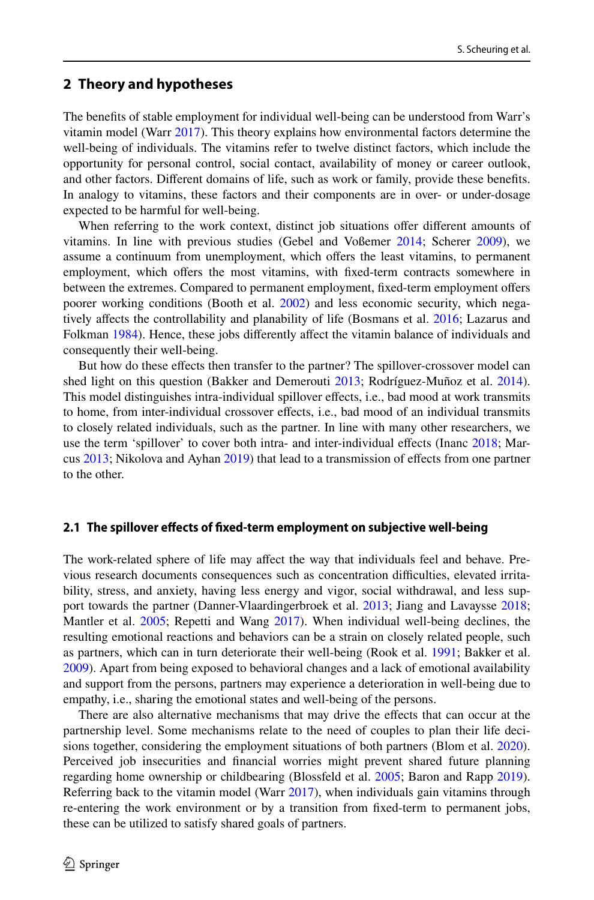## 2 Theory and hypotheses

The benefits of stable employment for individual well-being can be understood from Warr's vitamin model (Warr 2017). This theory explains how environmental factors determine the well-being of individuals. The vitamins refer to twelve distinct factors, which include the opportunity for personal control, social contact, availability of money or career outlook, and other factors. Different domains of life, such as work or family, provide these benefits. In analogy to vitamins, these factors and their components are in over- or under-dosage expected to be harmful for well-being.

When referring to the work context, distinct job situations offer different amounts of vitamins. In line with previous studies (Gebel and Voßemer 2014; Scherer 2009), we assume a continuum from unemployment, which offers the least vitamins, to permanent employment, which offers the most vitamins, with fixed-term contracts somewhere in between the extremes. Compared to permanent employment, fixed-term employment offers poorer working conditions (Booth et al. 2002) and less economic security, which negatively affects the controllability and planability of life (Bosmans et al. 2016; Lazarus and Folkman 1984). Hence, these jobs differently affect the vitamin balance of individuals and consequently their well-being.

But how do these effects then transfer to the partner? The spillover-crossover model can shed light on this question (Bakker and Demerouti 2013; Rodríguez-Muñoz et al. 2014). This model distinguishes intra-individual spillover effects, i.e., bad mood at work transmits to home, from inter-individual crossover effects, i.e., bad mood of an individual transmits to closely related individuals, such as the partner. In line with many other researchers, we use the term 'spillover' to cover both intra- and inter-individual effects (Inanc 2018; Marcus 2013; Nikolova and Ayhan 2019) that lead to a transmission of effects from one partner to the other.

### 2.1 The spillover effects of fixed-term employment on subjective well-being

The work-related sphere of life may affect the way that individuals feel and behave. Previous research documents consequences such as concentration difficulties, elevated irritability, stress, and anxiety, having less energy and vigor, social withdrawal, and less support towards the partner (Danner-Vlaardingerbroek et al. 2013; Jiang and Lavaysse 2018; Mantler et al. 2005; Repetti and Wang 2017). When individual well-being declines, the resulting emotional reactions and behaviors can be a strain on closely related people, such as partners, which can in turn deteriorate their well-being (Rook et al. 1991; Bakker et al. 2009). Apart from being exposed to behavioral changes and a lack of emotional availability and support from the persons, partners may experience a deterioration in well-being due to empathy, i.e., sharing the emotional states and well-being of the persons.

There are also alternative mechanisms that may drive the effects that can occur at the partnership level. Some mechanisms relate to the need of couples to plan their life decisions together, considering the employment situations of both partners (Blom et al. 2020). Perceived job insecurities and financial worries might prevent shared future planning regarding home ownership or childbearing (Blossfeld et al. 2005; Baron and Rapp 2019). Referring back to the vitamin model (Warr 2017), when individuals gain vitamins through re-entering the work environment or by a transition from fixed-term to permanent jobs, these can be utilized to satisfy shared goals of partners.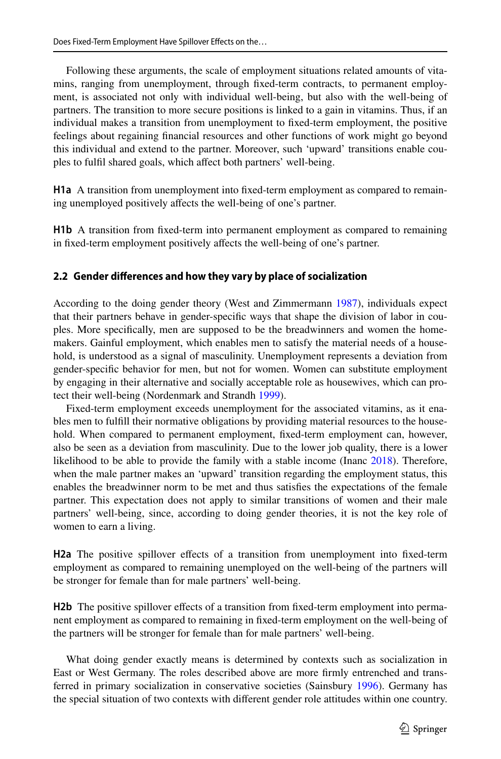Following these arguments, the scale of employment situations related amounts of vitamins, ranging from unemployment, through fixed-term contracts, to permanent employment, is associated not only with individual well-being, but also with the well-being of partners. The transition to more secure positions is linked to a gain in vitamins. Thus, if an individual makes a transition from unemployment to fixed-term employment, the positive feelings about regaining financial resources and other functions of work might go beyond this individual and extend to the partner. Moreover, such 'upward' transitions enable couples to fulfil shared goals, which affect both partners' well-being.

**H1a** A transition from unemployment into fixed-term employment as compared to remaining unemployed positively affects the well-being of one's partner.

**H1b** A transition from fixed-term into permanent employment as compared to remaining in fixed-term employment positively affects the well-being of one's partner.

### 2.2 Gender differences and how they vary by place of socialization

According to the doing gender theory (West and Zimmermann 1987), individuals expect that their partners behave in gender-specific ways that shape the division of labor in couples. More specifically, men are supposed to be the breadwinners and women the homemakers. Gainful employment, which enables men to satisfy the material needs of a household, is understood as a signal of masculinity. Unemployment represents a deviation from gender-specific behavior for men, but not for women. Women can substitute employment by engaging in their alternative and socially acceptable role as housewives, which can protect their well-being (Nordenmark and Strandh 1999).

Fixed-term employment exceeds unemployment for the associated vitamins, as it enables men to fulfill their normative obligations by providing material resources to the household. When compared to permanent employment, fixed-term employment can, however, also be seen as a deviation from masculinity. Due to the lower job quality, there is a lower likelihood to be able to provide the family with a stable income (Inanc 2018). Therefore, when the male partner makes an 'upward' transition regarding the employment status, this enables the breadwinner norm to be met and thus satisfies the expectations of the female partner. This expectation does not apply to similar transitions of women and their male partners' well-being, since, according to doing gender theories, it is not the key role of women to earn a living.

**H2a** The positive spillover effects of a transition from unemployment into fixed-term employment as compared to remaining unemployed on the well-being of the partners will be stronger for female than for male partners' well-being.

**H2b** The positive spillover effects of a transition from fixed-term employment into permanent employment as compared to remaining in fixed-term employment on the well-being of the partners will be stronger for female than for male partners' well-being.

What doing gender exactly means is determined by contexts such as socialization in East or West Germany. The roles described above are more firmly entrenched and transferred in primary socialization in conservative societies (Sainsbury 1996). Germany has the special situation of two contexts with different gender role attitudes within one country.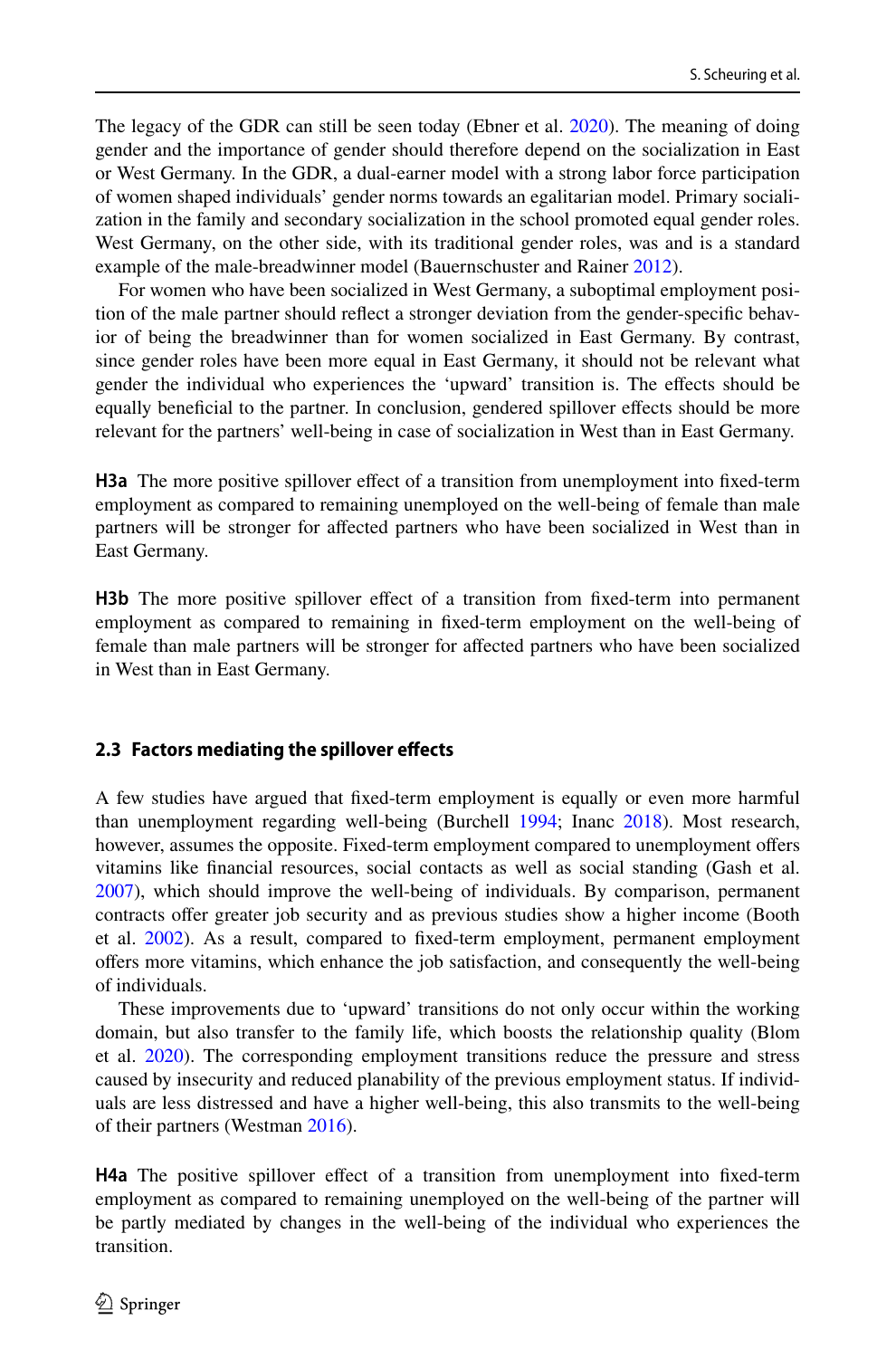The legacy of the GDR can still be seen today (Ebner et al. 2020). The meaning of doing gender and the importance of gender should therefore depend on the socialization in East or West Germany. In the GDR, a dual-earner model with a strong labor force participation of women shaped individuals' gender norms towards an egalitarian model. Primary socialization in the family and secondary socialization in the school promoted equal gender roles. West Germany, on the other side, with its traditional gender roles, was and is a standard example of the male-breadwinner model (Bauernschuster and Rainer 2012).

For women who have been socialized in West Germany, a suboptimal employment position of the male partner should reflect a stronger deviation from the gender-specific behavior of being the breadwinner than for women socialized in East Germany. By contrast, since gender roles have been more equal in East Germany, it should not be relevant what gender the individual who experiences the 'upward' transition is. The effects should be equally beneficial to the partner. In conclusion, gendered spillover effects should be more relevant for the partners' well-being in case of socialization in West than in East Germany.

**H3a** The more positive spillover effect of a transition from unemployment into fixed-term employment as compared to remaining unemployed on the well-being of female than male partners will be stronger for affected partners who have been socialized in West than in East Germany.

**H3b** The more positive spillover effect of a transition from fixed-term into permanent employment as compared to remaining in fixed-term employment on the well-being of female than male partners will be stronger for affected partners who have been socialized in West than in East Germany.

### 2.3 Factors mediating the spillover effects

A few studies have argued that fixed-term employment is equally or even more harmful than unemployment regarding well-being (Burchell 1994; Inanc 2018). Most research, however, assumes the opposite. Fixed-term employment compared to unemployment offers vitamins like financial resources, social contacts as well as social standing (Gash et al. 2007), which should improve the well-being of individuals. By comparison, permanent contracts offer greater job security and as previous studies show a higher income (Booth et al. 2002). As a result, compared to fixed-term employment, permanent employment offers more vitamins, which enhance the job satisfaction, and consequently the well-being of individuals.

These improvements due to 'upward' transitions do not only occur within the working domain, but also transfer to the family life, which boosts the relationship quality (Blom et al. 2020). The corresponding employment transitions reduce the pressure and stress caused by insecurity and reduced planability of the previous employment status. If individuals are less distressed and have a higher well-being, this also transmits to the well-being of their partners (Westman 2016).

**H4a** The positive spillover effect of a transition from unemployment into fixed-term employment as compared to remaining unemployed on the well-being of the partner will be partly mediated by changes in the well-being of the individual who experiences the transition.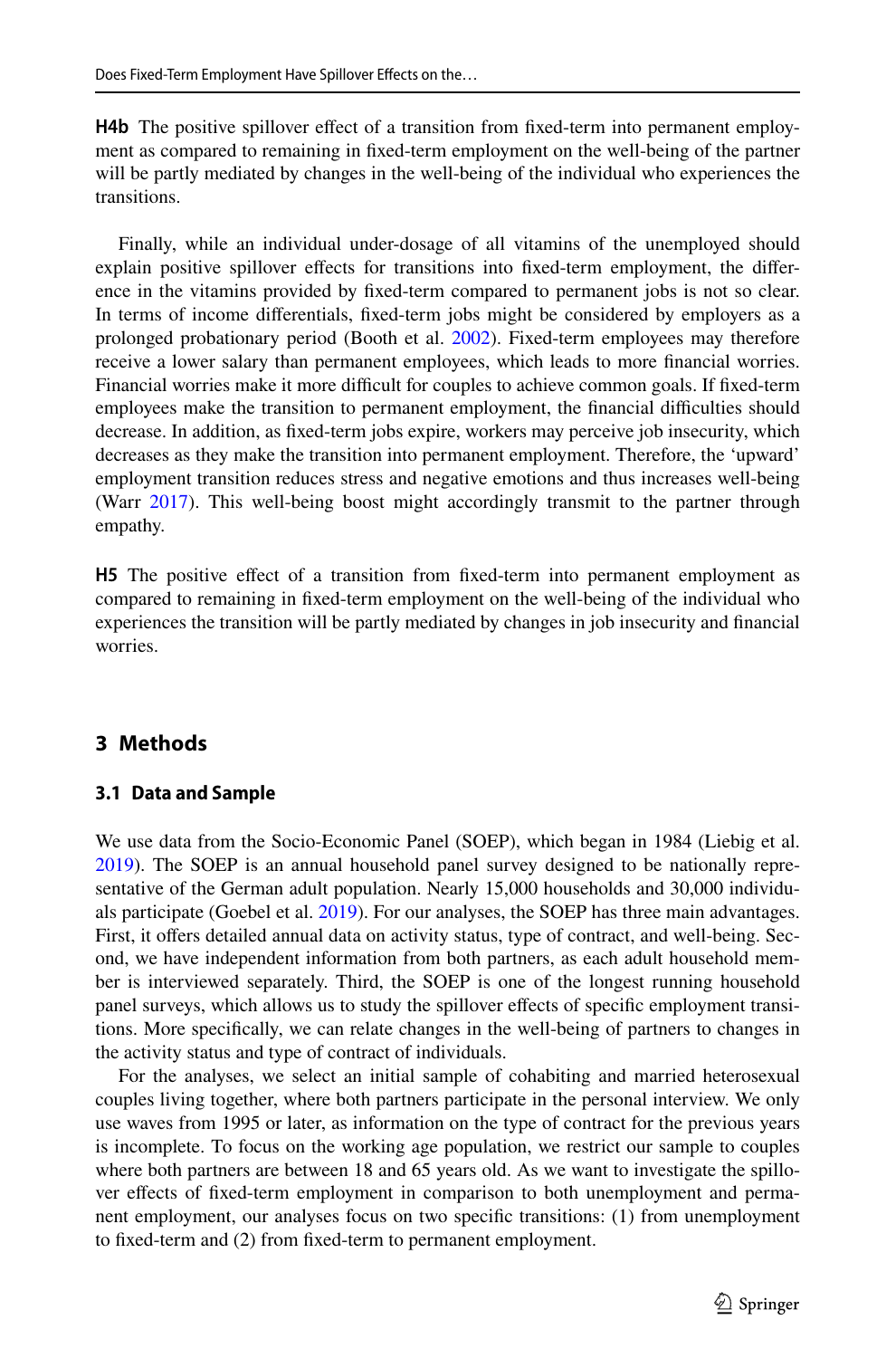**H4b** The positive spillover effect of a transition from fixed-term into permanent employment as compared to remaining in fixed-term employment on the well-being of the partner will be partly mediated by changes in the well-being of the individual who experiences the transitions.

Finally, while an individual under-dosage of all vitamins of the unemployed should explain positive spillover effects for transitions into fixed-term employment, the difference in the vitamins provided by fixed-term compared to permanent jobs is not so clear. In terms of income differentials, fixed-term jobs might be considered by employers as a prolonged probationary period (Booth et al. 2002). Fixed-term employees may therefore receive a lower salary than permanent employees, which leads to more financial worries. Financial worries make it more difficult for couples to achieve common goals. If fixed-term employees make the transition to permanent employment, the financial difficulties should decrease. In addition, as fixed-term jobs expire, workers may perceive job insecurity, which decreases as they make the transition into permanent employment. Therefore, the 'upward' employment transition reduces stress and negative emotions and thus increases well-being (Warr 2017). This well-being boost might accordingly transmit to the partner through empathy.

**H5** The positive effect of a transition from fixed-term into permanent employment as compared to remaining in fixed-term employment on the well-being of the individual who experiences the transition will be partly mediated by changes in job insecurity and financial worries.

## 3 Methods

### 3.1 Data and Sample

We use data from the Socio-Economic Panel (SOEP), which began in 1984 (Liebig et al. 2019). The SOEP is an annual household panel survey designed to be nationally representative of the German adult population. Nearly 15,000 households and 30,000 individuals participate (Goebel et al. 2019). For our analyses, the SOEP has three main advantages. First, it offers detailed annual data on activity status, type of contract, and well-being. Second, we have independent information from both partners, as each adult household member is interviewed separately. Third, the SOEP is one of the longest running household panel surveys, which allows us to study the spillover effects of specific employment transitions. More specifically, we can relate changes in the well-being of partners to changes in the activity status and type of contract of individuals.

For the analyses, we select an initial sample of cohabiting and married heterosexual couples living together, where both partners participate in the personal interview. We only use waves from 1995 or later, as information on the type of contract for the previous years is incomplete. To focus on the working age population, we restrict our sample to couples where both partners are between 18 and 65 years old. As we want to investigate the spillover effects of fixed-term employment in comparison to both unemployment and permanent employment, our analyses focus on two specific transitions: (1) from unemployment to fixed-term and (2) from fixed-term to permanent employment.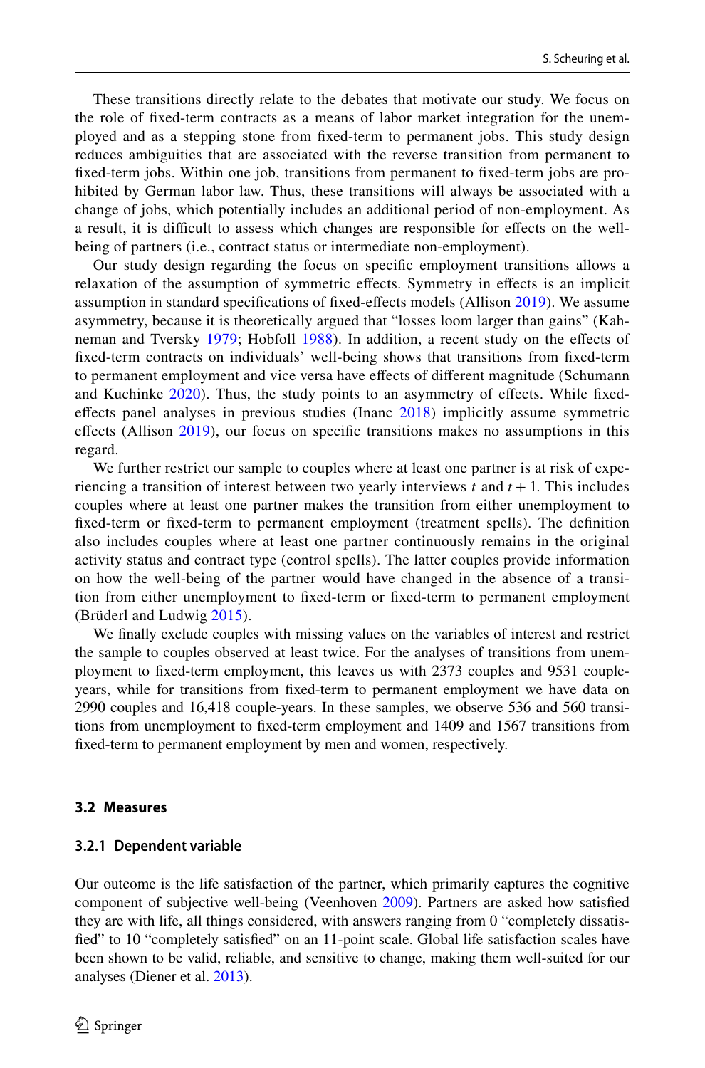These transitions directly relate to the debates that motivate our study. We focus on the role of fixed-term contracts as a means of labor market integration for the unemployed and as a stepping stone from fixed-term to permanent jobs. This study design reduces ambiguities that are associated with the reverse transition from permanent to fixed-term jobs. Within one job, transitions from permanent to fixed-term jobs are prohibited by German labor law. Thus, these transitions will always be associated with a change of jobs, which potentially includes an additional period of non-employment. As a result, it is difficult to assess which changes are responsible for effects on the well-being of partners (i.e., contract status or intermediate non-employment).

Our study design regarding the focus on specific employment transitions allows a relaxation of the assumption of symmetric effects. Symmetry in effects is an implicit assumption in standard specifications of fixed-effects models (Allison 2019). We assume asymmetry, because it is theoretically argued that "losses loom larger than gains" (Kahneman and Tversky 1979; Hobfoll 1988). In addition, a recent study on the effects of fixed-term contracts on individuals' well-being shows that transitions from fixed-term to permanent employment and vice versa have effects of different magnitude (Schumann and Kuchinke 2020). Thus, the study points to an asymmetry of effects. While fixed-effects panel analyses in previous studies (Inanc 2018) implicitly assume symmetric effects (Allison 2019), our focus on specific transitions makes no assumptions in this regard.

We further restrict our sample to couples where at least one partner is at risk of experiencing a transition of interest between two yearly interviews $t$ and $t+1$. This includes couples where at least one partner makes the transition from either unemployment to fixed-term or fixed-term to permanent employment (treatment spells). The definition also includes couples where at least one partner continuously remains in the original activity status and contract type (control spells). The latter couples provide information on how the well-being of the partner would have changed in the absence of a transition from either unemployment to fixed-term or fixed-term to permanent employment (Brüderl and Ludwig 2015).

We finally exclude couples with missing values on the variables of interest and restrict the sample to couples observed at least twice. For the analyses of transitions from unemployment to fixed-term employment, this leaves us with 2373 couples and 9531 couple-years, while for transitions from fixed-term to permanent employment we have data on 2990 couples and 16,418 couple-years. In these samples, we observe 536 and 560 transitions from unemployment to fixed-term employment and 1409 and 1567 transitions from fixed-term to permanent employment by men and women, respectively.

## 3.2 Measures

### 3.2.1 Dependent variable

Our outcome is the life satisfaction of the partner, which primarily captures the cognitive component of subjective well-being (Veenhoven 2009). Partners are asked how satisfied they are with life, all things considered, with answers ranging from 0 "completely dissatisfied" to 10 "completely satisfied" on an 11-point scale. Global life satisfaction scales have been shown to be valid, reliable, and sensitive to change, making them well-suited for our analyses (Diener et al. 2013).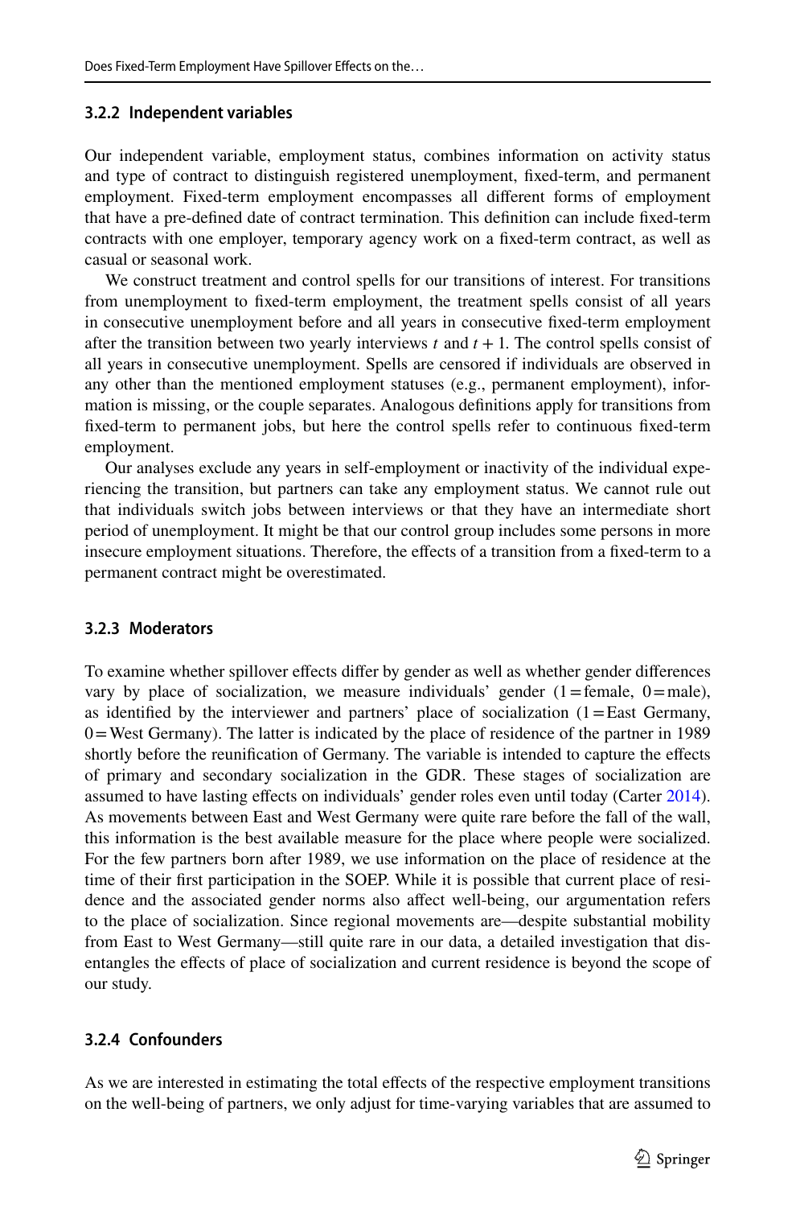### 3.2.2 Independent variables

Our independent variable, employment status, combines information on activity status and type of contract to distinguish registered unemployment, fixed-term, and permanent employment. Fixed-term employment encompasses all different forms of employment that have a pre-defined date of contract termination. This definition can include fixed-term contracts with one employer, temporary agency work on a fixed-term contract, as well as casual or seasonal work.

We construct treatment and control spells for our transitions of interest. For transitions from unemployment to fixed-term employment, the treatment spells consist of all years in consecutive unemployment before and all years in consecutive fixed-term employment after the transition between two yearly interviews $t$ and $t + 1$. The control spells consist of all years in consecutive unemployment. Spells are censored if individuals are observed in any other than the mentioned employment statuses (e.g., permanent employment), information is missing, or the couple separates. Analogous definitions apply for transitions from fixed-term to permanent jobs, but here the control spells refer to continuous fixed-term employment.

Our analyses exclude any years in self-employment or inactivity of the individual experiencing the transition, but partners can take any employment status. We cannot rule out that individuals switch jobs between interviews or that they have an intermediate short period of unemployment. It might be that our control group includes some persons in more insecure employment situations. Therefore, the effects of a transition from a fixed-term to a permanent contract might be overestimated.

### 3.2.3 Moderators

To examine whether spillover effects differ by gender as well as whether gender differences vary by place of socialization, we measure individuals' gender (1 = female, 0 = male), as identified by the interviewer and partners' place of socialization (1 = East Germany, 0 = West Germany). The latter is indicated by the place of residence of the partner in 1989 shortly before the reunification of Germany. The variable is intended to capture the effects of primary and secondary socialization in the GDR. These stages of socialization are assumed to have lasting effects on individuals' gender roles even until today (Carter 2014). As movements between East and West Germany were quite rare before the fall of the wall, this information is the best available measure for the place where people were socialized. For the few partners born after 1989, we use information on the place of residence at the time of their first participation in the SOEP. While it is possible that current place of residence and the associated gender norms also affect well-being, our argumentation refers to the place of socialization. Since regional movements are—despite substantial mobility from East to West Germany—still quite rare in our data, a detailed investigation that disentangles the effects of place of socialization and current residence is beyond the scope of our study.

### 3.2.4 Confounders

As we are interested in estimating the total effects of the respective employment transitions on the well-being of partners, we only adjust for time-varying variables that are assumed to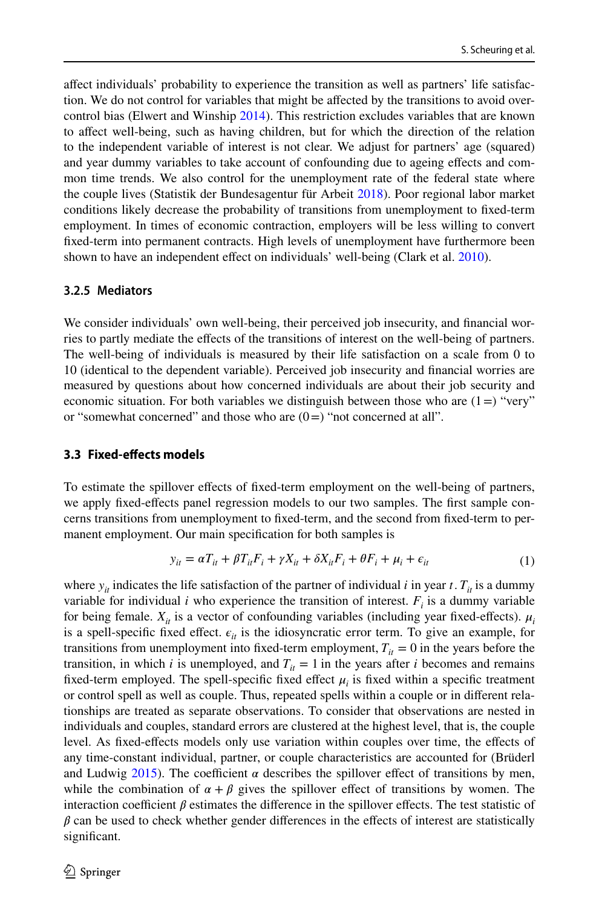affect individuals' probability to experience the transition as well as partners' life satisfaction. We do not control for variables that might be affected by the transitions to avoid overcontrol bias (Elwert and Winship 2014). This restriction excludes variables that are known to affect well-being, such as having children, but for which the direction of the relation to the independent variable of interest is not clear. We adjust for partners' age (squared) and year dummy variables to take account of confounding due to ageing effects and common time trends. We also control for the unemployment rate of the federal state where the couple lives (Statistik der Bundesagentur für Arbeit 2018). Poor regional labor market conditions likely decrease the probability of transitions from unemployment to fixed-term employment. In times of economic contraction, employers will be less willing to convert fixed-term into permanent contracts. High levels of unemployment have furthermore been shown to have an independent effect on individuals' well-being (Clark et al. 2010).

#### 3.2.5 Mediators

We consider individuals' own well-being, their perceived job insecurity, and financial worries to partly mediate the effects of the transitions of interest on the well-being of partners. The well-being of individuals is measured by their life satisfaction on a scale from 0 to 10 (identical to the dependent variable). Perceived job insecurity and financial worries are measured by questions about how concerned individuals are about their job security and economic situation. For both variables we distinguish between those who are (1 =) "very" or "somewhat concerned" and those who are (0 =) "not concerned at all".

### 3.3 Fixed-effects models

To estimate the spillover effects of fixed-term employment on the well-being of partners, we apply fixed-effects panel regression models to our two samples. The first sample concerns transitions from unemployment to fixed-term, and the second from fixed-term to permanent employment. Our main specification for both samples is

$$y_{it} = \alpha T_{it} + \beta T_{it} F_i + \gamma X_{it} + \delta X_{it} F_i + \theta F_i + \mu_i + \epsilon_{it} \tag{1}$$

where $y_{it}$ indicates the life satisfaction of the partner of individual $i$ in year $t$. $T_{it}$ is a dummy variable for individual $i$ who experience the transition of interest. $F_i$ is a dummy variable for being female. $X_{it}$ is a vector of confounding variables (including year fixed-effects). $\mu_i$ is a spell-specific fixed effect. $\epsilon_{it}$ is the idiosyncratic error term. To give an example, for transitions from unemployment into fixed-term employment, $T_{it} = 0$ in the years before the transition, in which $i$ is unemployed, and $T_{it} = 1$ in the years after $i$ becomes and remains fixed-term employed. The spell-specific fixed effect $\mu_i$ is fixed within a specific treatment or control spell as well as couple. Thus, repeated spells within a couple or in different relationships are treated as separate observations. To consider that observations are nested in individuals and couples, standard errors are clustered at the highest level, that is, the couple level. As fixed-effects models only use variation within couples over time, the effects of any time-constant individual, partner, or couple characteristics are accounted for (Brüderl and Ludwig 2015). The coefficient $\alpha$ describes the spillover effect of transitions by men, while the combination of $\alpha + \beta$ gives the spillover effect of transitions by women. The interaction coefficient $\beta$ estimates the difference in the spillover effects. The test statistic of $\beta$ can be used to check whether gender differences in the effects of interest are statistically significant.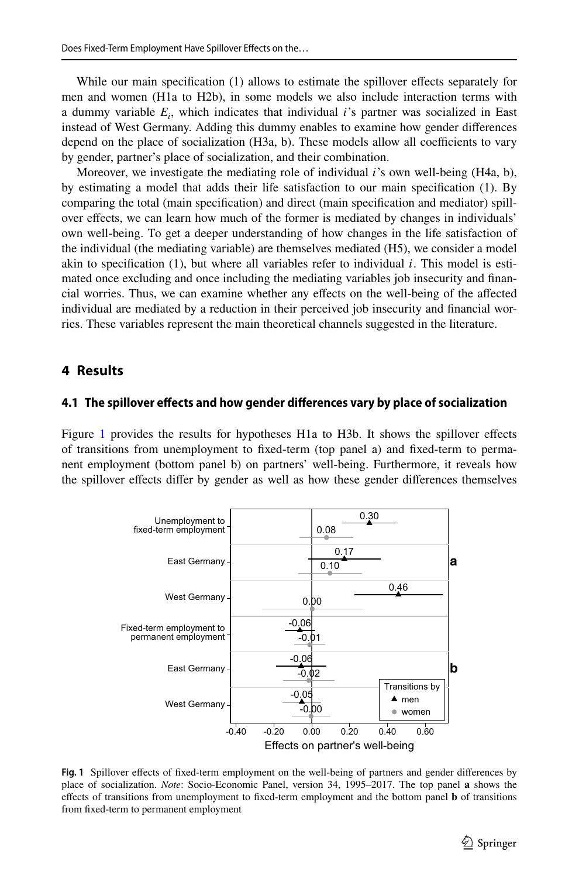While our main specification (1) allows to estimate the spillover effects separately for men and women (H1a to H2b), in some models we also include interaction terms with a dummy variable $E_i$, which indicates that individual $i$'s partner was socialized in East instead of West Germany. Adding this dummy enables to examine how gender differences depend on the place of socialization (H3a, b). These models allow all coefficients to vary by gender, partner's place of socialization, and their combination.

Moreover, we investigate the mediating role of individual $i$'s own well-being (H4a, b), by estimating a model that adds their life satisfaction to our main specification (1). By comparing the total (main specification) and direct (main specification and mediator) spillover effects, we can learn how much of the former is mediated by changes in individuals' own well-being. To get a deeper understanding of how changes in the life satisfaction of the individual (the mediating variable) are themselves mediated (H5), we consider a model akin to specification (1), but where all variables refer to individual $i$. This model is estimated once excluding and once including the mediating variables job insecurity and financial worries. Thus, we can examine whether any effects on the well-being of the affected individual are mediated by a reduction in their perceived job insecurity and financial worries. These variables represent the main theoretical channels suggested in the literature.

## 4 Results

### 4.1 The spillover effects and how gender differences vary by place of socialization

Figure 1 provides the results for hypotheses H1a to H3b. It shows the spillover effects of transitions from unemployment to fixed-term (top panel a) and fixed-term to permanent employment (bottom panel b) on partners' well-being. Furthermore, it reveals how the spillover effects differ by gender as well as how these gender differences themselves

**Fig. 1** Spillover effects of fixed-term employment on the well-being of partners and gender differences by place of socialization. *Note*: Socio-Economic Panel, version 34, 1995–2017. The top panel **a** shows the effects of transitions from unemployment to fixed-term employment and the bottom panel **b** of transitions from fixed-term to permanent employment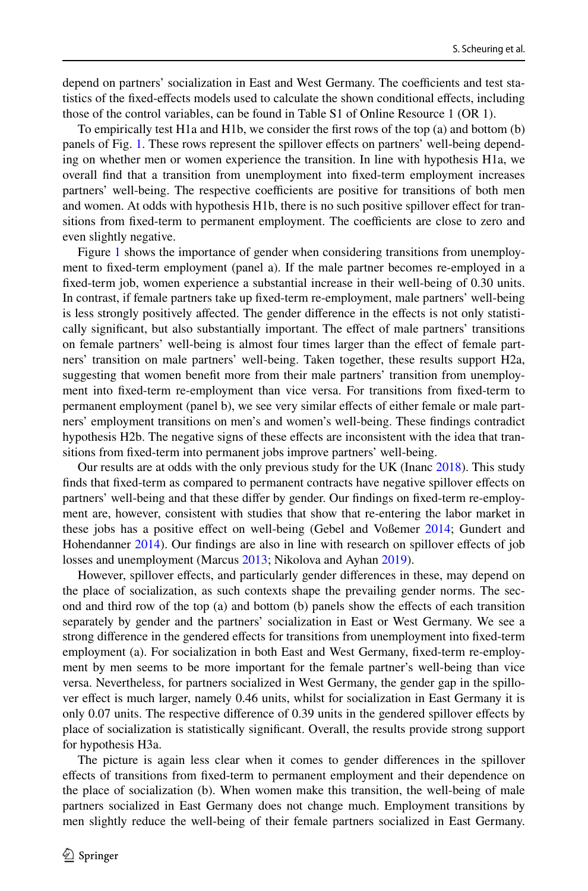depend on partners' socialization in East and West Germany. The coefficients and test statistics of the fixed-effects models used to calculate the shown conditional effects, including those of the control variables, can be found in Table S1 of Online Resource 1 (OR 1).

To empirically test H1a and H1b, we consider the first rows of the top (a) and bottom (b) panels of Fig. 1. These rows represent the spillover effects on partners' well-being depending on whether men or women experience the transition. In line with hypothesis H1a, we overall find that a transition from unemployment into fixed-term employment increases partners' well-being. The respective coefficients are positive for transitions of both men and women. At odds with hypothesis H1b, there is no such positive spillover effect for transitions from fixed-term to permanent employment. The coefficients are close to zero and even slightly negative.

Figure 1 shows the importance of gender when considering transitions from unemployment to fixed-term employment (panel a). If the male partner becomes re-employed in a fixed-term job, women experience a substantial increase in their well-being of 0.30 units. In contrast, if female partners take up fixed-term re-employment, male partners' well-being is less strongly positively affected. The gender difference in the effects is not only statistically significant, but also substantially important. The effect of male partners' transitions on female partners' well-being is almost four times larger than the effect of female partners' transition on male partners' well-being. Taken together, these results support H2a, suggesting that women benefit more from their male partners' transition from unemployment into fixed-term re-employment than vice versa. For transitions from fixed-term to permanent employment (panel b), we see very similar effects of either female or male partners' employment transitions on men's and women's well-being. These findings contradict hypothesis H2b. The negative signs of these effects are inconsistent with the idea that transitions from fixed-term into permanent jobs improve partners' well-being.

Our results are at odds with the only previous study for the UK (Inanc 2018). This study finds that fixed-term as compared to permanent contracts have negative spillover effects on partners' well-being and that these differ by gender. Our findings on fixed-term re-employment are, however, consistent with studies that show that re-entering the labor market in these jobs has a positive effect on well-being (Gebel and Voßemer 2014; Gundert and Hohendanner 2014). Our findings are also in line with research on spillover effects of job losses and unemployment (Marcus 2013; Nikolova and Ayhan 2019).

However, spillover effects, and particularly gender differences in these, may depend on the place of socialization, as such contexts shape the prevailing gender norms. The second and third row of the top (a) and bottom (b) panels show the effects of each transition separately by gender and the partners' socialization in East or West Germany. We see a strong difference in the gendered effects for transitions from unemployment into fixed-term employment (a). For socialization in both East and West Germany, fixed-term re-employment by men seems to be more important for the female partner's well-being than vice versa. Nevertheless, for partners socialized in West Germany, the gender gap in the spillover effect is much larger, namely 0.46 units, whilst for socialization in East Germany it is only 0.07 units. The respective difference of 0.39 units in the gendered spillover effects by place of socialization is statistically significant. Overall, the results provide strong support for hypothesis H3a.

The picture is again less clear when it comes to gender differences in the spillover effects of transitions from fixed-term to permanent employment and their dependence on the place of socialization (b). When women make this transition, the well-being of male partners socialized in East Germany does not change much. Employment transitions by men slightly reduce the well-being of their female partners socialized in East Germany.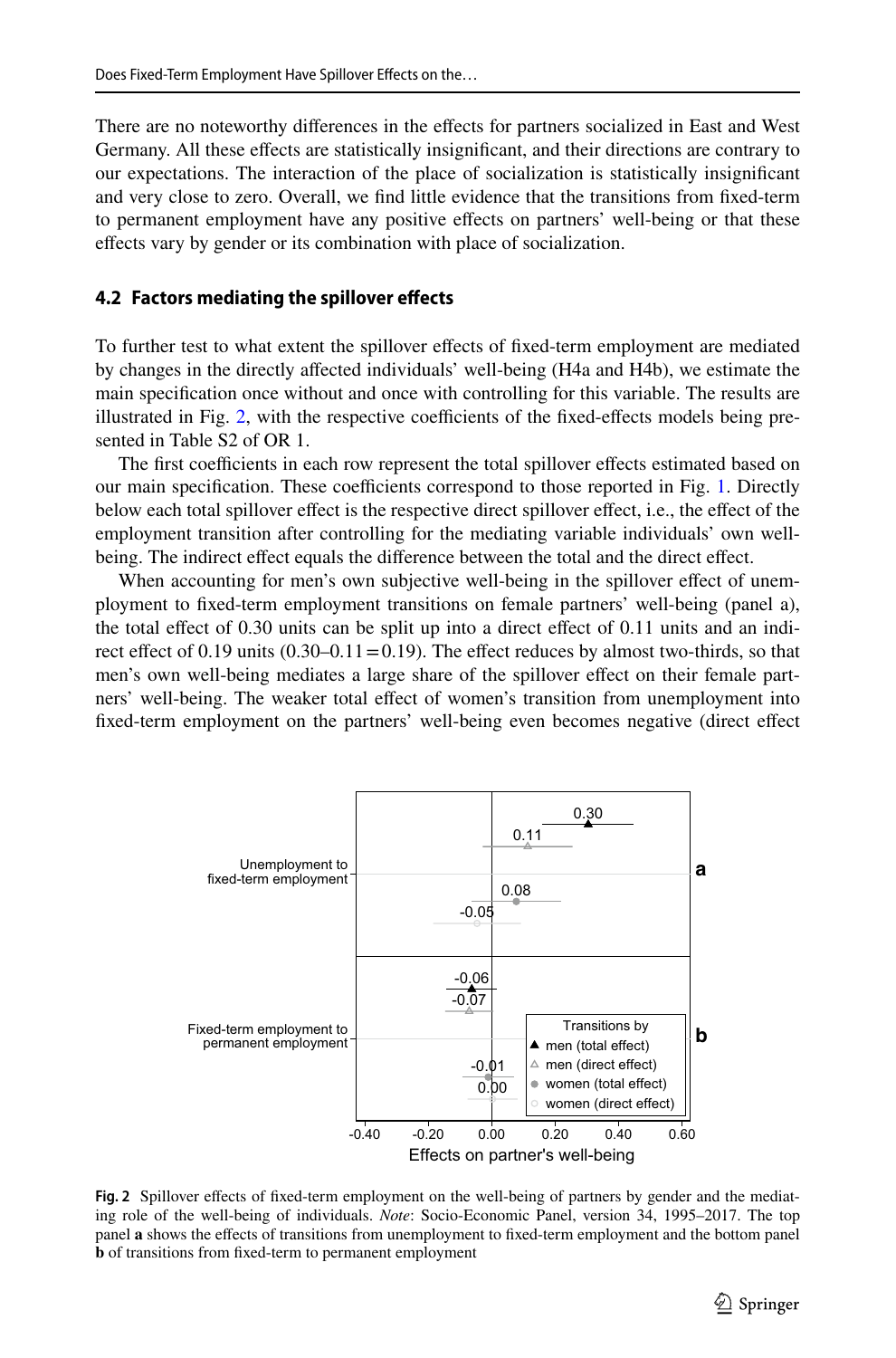There are no noteworthy differences in the effects for partners socialized in East and West Germany. All these effects are statistically insignificant, and their directions are contrary to our expectations. The interaction of the place of socialization is statistically insignificant and very close to zero. Overall, we find little evidence that the transitions from fixed-term to permanent employment have any positive effects on partners' well-being or that these effects vary by gender or its combination with place of socialization.

### 4.2 Factors mediating the spillover effects

To further test to what extent the spillover effects of fixed-term employment are mediated by changes in the directly affected individuals' well-being (H4a and H4b), we estimate the main specification once without and once with controlling for this variable. The results are illustrated in Fig. 2, with the respective coefficients of the fixed-effects models being presented in Table S2 of OR 1.

The first coefficients in each row represent the total spillover effects estimated based on our main specification. These coefficients correspond to those reported in Fig. 1. Directly below each total spillover effect is the respective direct spillover effect, i.e., the effect of the employment transition after controlling for the mediating variable individuals' own well-being. The indirect effect equals the difference between the total and the direct effect.

When accounting for men's own subjective well-being in the spillover effect of unemployment to fixed-term employment transitions on female partners' well-being (panel a), the total effect of 0.30 units can be split up into a direct effect of 0.11 units and an indirect effect of 0.19 units (0.30–0.11 = 0.19). The effect reduces by almost two-thirds, so that men's own well-being mediates a large share of the spillover effect on their female partners' well-being. The weaker total effect of women's transition from unemployment into fixed-term employment on the partners' well-being even becomes negative (direct effect

**Fig. 2** Spillover effects of fixed-term employment on the well-being of partners by gender and the mediating role of the well-being of individuals. *Note*: Socio-Economic Panel, version 34, 1995–2017. The top panel **a** shows the effects of transitions from unemployment to fixed-term employment and the bottom panel **b** of transitions from fixed-term to permanent employment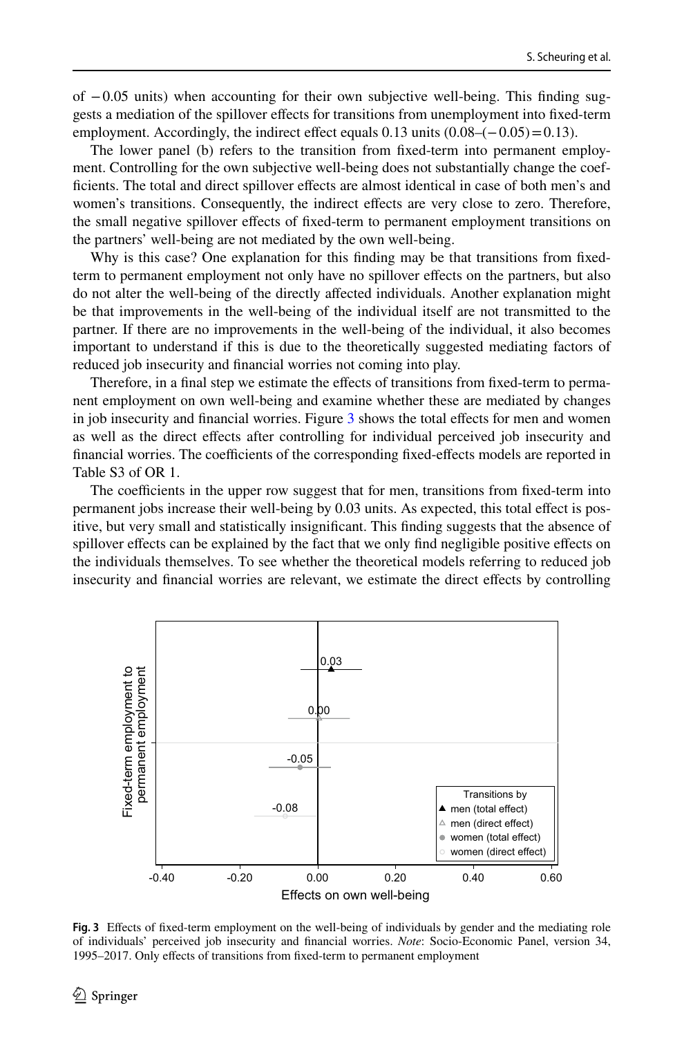of −0.05 units) when accounting for their own subjective well-being. This finding suggests a mediation of the spillover effects for transitions from unemployment into fixed-term employment. Accordingly, the indirect effect equals 0.13 units (0.08–(−0.05) = 0.13).

The lower panel (b) refers to the transition from fixed-term into permanent employment. Controlling for the own subjective well-being does not substantially change the coefficients. The total and direct spillover effects are almost identical in case of both men's and women's transitions. Consequently, the indirect effects are very close to zero. Therefore, the small negative spillover effects of fixed-term to permanent employment transitions on the partners' well-being are not mediated by the own well-being.

Why is this case? One explanation for this finding may be that transitions from fixed-term to permanent employment not only have no spillover effects on the partners, but also do not alter the well-being of the directly affected individuals. Another explanation might be that improvements in the well-being of the individual itself are not transmitted to the partner. If there are no improvements in the well-being of the individual, it also becomes important to understand if this is due to the theoretically suggested mediating factors of reduced job insecurity and financial worries not coming into play.

Therefore, in a final step we estimate the effects of transitions from fixed-term to permanent employment on own well-being and examine whether these are mediated by changes in job insecurity and financial worries. Figure 3 shows the total effects for men and women as well as the direct effects after controlling for individual perceived job insecurity and financial worries. The coefficients of the corresponding fixed-effects models are reported in Table S3 of OR 1.

The coefficients in the upper row suggest that for men, transitions from fixed-term into permanent jobs increase their well-being by 0.03 units. As expected, this total effect is positive, but very small and statistically insignificant. This finding suggests that the absence of spillover effects can be explained by the fact that we only find negligible positive effects on the individuals themselves. To see whether the theoretical models referring to reduced job insecurity and financial worries are relevant, we estimate the direct effects by controlling

**Fig. 3** Effects of fixed-term employment on the well-being of individuals by gender and the mediating role of individuals' perceived job insecurity and financial worries. *Note*: Socio-Economic Panel, version 34, 1995–2017. Only effects of transitions from fixed-term to permanent employment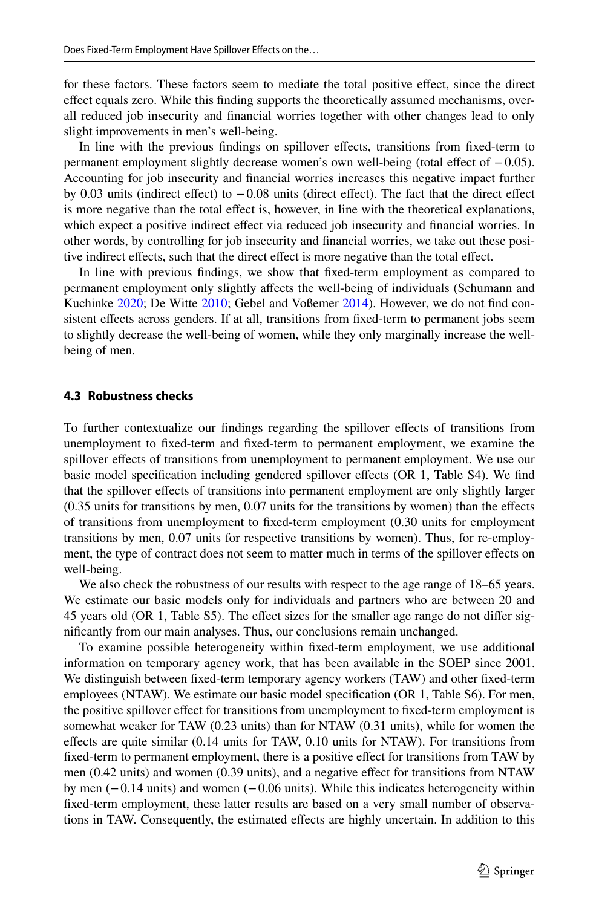for these factors. These factors seem to mediate the total positive effect, since the direct effect equals zero. While this finding supports the theoretically assumed mechanisms, overall reduced job insecurity and financial worries together with other changes lead to only slight improvements in men's well-being.

In line with the previous findings on spillover effects, transitions from fixed-term to permanent employment slightly decrease women's own well-being (total effect of −0.05). Accounting for job insecurity and financial worries increases this negative impact further by 0.03 units (indirect effect) to −0.08 units (direct effect). The fact that the direct effect is more negative than the total effect is, however, in line with the theoretical explanations, which expect a positive indirect effect via reduced job insecurity and financial worries. In other words, by controlling for job insecurity and financial worries, we take out these positive indirect effects, such that the direct effect is more negative than the total effect.

In line with previous findings, we show that fixed-term employment as compared to permanent employment only slightly affects the well-being of individuals (Schumann and Kuchinke 2020; De Witte 2010; Gebel and Voßemer 2014). However, we do not find consistent effects across genders. If at all, transitions from fixed-term to permanent jobs seem to slightly decrease the well-being of women, while they only marginally increase the well-being of men.

### 4.3 Robustness checks

To further contextualize our findings regarding the spillover effects of transitions from unemployment to fixed-term and fixed-term to permanent employment, we examine the spillover effects of transitions from unemployment to permanent employment. We use our basic model specification including gendered spillover effects (OR 1, Table S4). We find that the spillover effects of transitions into permanent employment are only slightly larger (0.35 units for transitions by men, 0.07 units for the transitions by women) than the effects of transitions from unemployment to fixed-term employment (0.30 units for employment transitions by men, 0.07 units for respective transitions by women). Thus, for re-employment, the type of contract does not seem to matter much in terms of the spillover effects on well-being.

We also check the robustness of our results with respect to the age range of 18–65 years. We estimate our basic models only for individuals and partners who are between 20 and 45 years old (OR 1, Table S5). The effect sizes for the smaller age range do not differ significantly from our main analyses. Thus, our conclusions remain unchanged.

To examine possible heterogeneity within fixed-term employment, we use additional information on temporary agency work, that has been available in the SOEP since 2001. We distinguish between fixed-term temporary agency workers (TAW) and other fixed-term employees (NTAW). We estimate our basic model specification (OR 1, Table S6). For men, the positive spillover effect for transitions from unemployment to fixed-term employment is somewhat weaker for TAW (0.23 units) than for NTAW (0.31 units), while for women the effects are quite similar (0.14 units for TAW, 0.10 units for NTAW). For transitions from fixed-term to permanent employment, there is a positive effect for transitions from TAW by men (0.42 units) and women (0.39 units), and a negative effect for transitions from NTAW by men (−0.14 units) and women (−0.06 units). While this indicates heterogeneity within fixed-term employment, these latter results are based on a very small number of observations in TAW. Consequently, the estimated effects are highly uncertain. In addition to this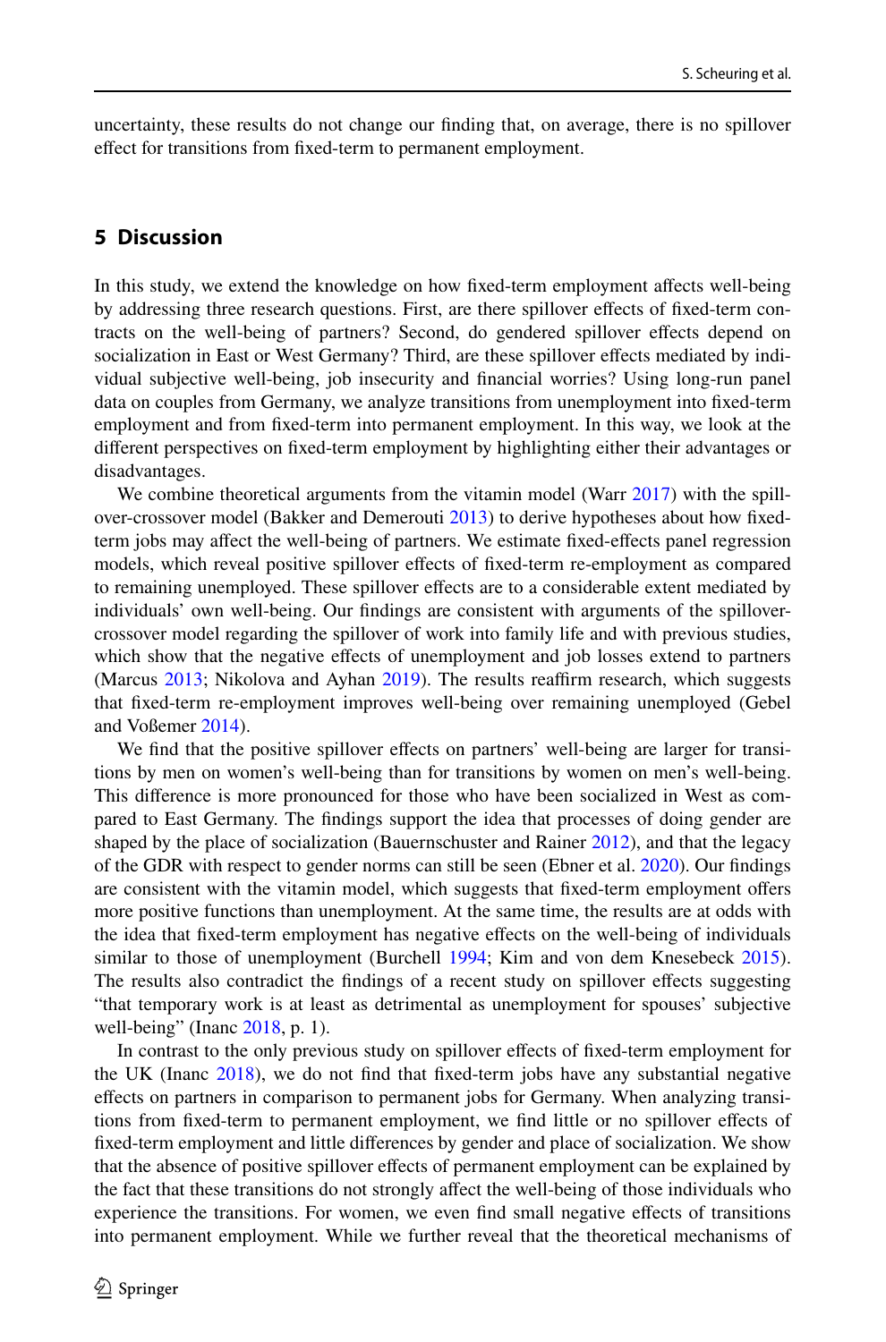uncertainty, these results do not change our finding that, on average, there is no spillover effect for transitions from fixed-term to permanent employment.

## 5 Discussion

In this study, we extend the knowledge on how fixed-term employment affects well-being by addressing three research questions. First, are there spillover effects of fixed-term contracts on the well-being of partners? Second, do gendered spillover effects depend on socialization in East or West Germany? Third, are these spillover effects mediated by individual subjective well-being, job insecurity and financial worries? Using long-run panel data on couples from Germany, we analyze transitions from unemployment into fixed-term employment and from fixed-term into permanent employment. In this way, we look at the different perspectives on fixed-term employment by highlighting either their advantages or disadvantages.

We combine theoretical arguments from the vitamin model (Warr 2017) with the spillover-crossover model (Bakker and Demerouti 2013) to derive hypotheses about how fixed-term jobs may affect the well-being of partners. We estimate fixed-effects panel regression models, which reveal positive spillover effects of fixed-term re-employment as compared to remaining unemployed. These spillover effects are to a considerable extent mediated by individuals' own well-being. Our findings are consistent with arguments of the spillover-crossover model regarding the spillover of work into family life and with previous studies, which show that the negative effects of unemployment and job losses extend to partners (Marcus 2013; Nikolova and Ayhan 2019). The results reaffirm research, which suggests that fixed-term re-employment improves well-being over remaining unemployed (Gebel and Voßemer 2014).

We find that the positive spillover effects on partners' well-being are larger for transitions by men on women's well-being than for transitions by women on men's well-being. This difference is more pronounced for those who have been socialized in West as compared to East Germany. The findings support the idea that processes of doing gender are shaped by the place of socialization (Bauernschuster and Rainer 2012), and that the legacy of the GDR with respect to gender norms can still be seen (Ebner et al. 2020). Our findings are consistent with the vitamin model, which suggests that fixed-term employment offers more positive functions than unemployment. At the same time, the results are at odds with the idea that fixed-term employment has negative effects on the well-being of individuals similar to those of unemployment (Burchell 1994; Kim and von dem Knesebeck 2015). The results also contradict the findings of a recent study on spillover effects suggesting "that temporary work is at least as detrimental as unemployment for spouses' subjective well-being" (Inanc 2018, p. 1).

In contrast to the only previous study on spillover effects of fixed-term employment for the UK (Inanc 2018), we do not find that fixed-term jobs have any substantial negative effects on partners in comparison to permanent jobs for Germany. When analyzing transitions from fixed-term to permanent employment, we find little or no spillover effects of fixed-term employment and little differences by gender and place of socialization. We show that the absence of positive spillover effects of permanent employment can be explained by the fact that these transitions do not strongly affect the well-being of those individuals who experience the transitions. For women, we even find small negative effects of transitions into permanent employment. While we further reveal that the theoretical mechanisms of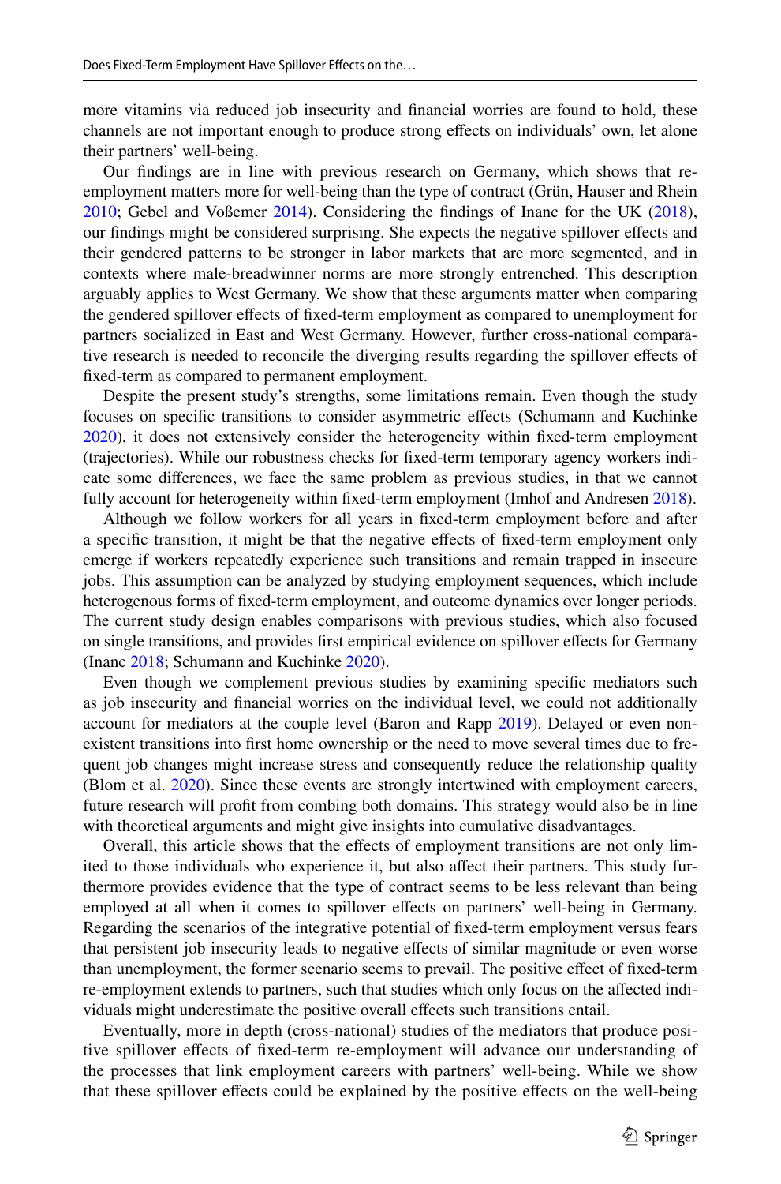more vitamins via reduced job insecurity and financial worries are found to hold, these channels are not important enough to produce strong effects on individuals' own, let alone their partners' well-being.

Our findings are in line with previous research on Germany, which shows that re-employment matters more for well-being than the type of contract (Grün, Hauser and Rhein 2010; Gebel and Voßemer 2014). Considering the findings of Inanc for the UK (2018), our findings might be considered surprising. She expects the negative spillover effects and their gendered patterns to be stronger in labor markets that are more segmented, and in contexts where male-breadwinner norms are more strongly entrenched. This description arguably applies to West Germany. We show that these arguments matter when comparing the gendered spillover effects of fixed-term employment as compared to unemployment for partners socialized in East and West Germany. However, further cross-national comparative research is needed to reconcile the diverging results regarding the spillover effects of fixed-term as compared to permanent employment.

Despite the present study's strengths, some limitations remain. Even though the study focuses on specific transitions to consider asymmetric effects (Schumann and Kuchinke 2020), it does not extensively consider the heterogeneity within fixed-term employment (trajectories). While our robustness checks for fixed-term temporary agency workers indicate some differences, we face the same problem as previous studies, in that we cannot fully account for heterogeneity within fixed-term employment (Imhof and Andresen 2018).

Although we follow workers for all years in fixed-term employment before and after a specific transition, it might be that the negative effects of fixed-term employment only emerge if workers repeatedly experience such transitions and remain trapped in insecure jobs. This assumption can be analyzed by studying employment sequences, which include heterogenous forms of fixed-term employment, and outcome dynamics over longer periods. The current study design enables comparisons with previous studies, which also focused on single transitions, and provides first empirical evidence on spillover effects for Germany (Inanc 2018; Schumann and Kuchinke 2020).

Even though we complement previous studies by examining specific mediators such as job insecurity and financial worries on the individual level, we could not additionally account for mediators at the couple level (Baron and Rapp 2019). Delayed or even non-existent transitions into first home ownership or the need to move several times due to frequent job changes might increase stress and consequently reduce the relationship quality (Blom et al. 2020). Since these events are strongly intertwined with employment careers, future research will profit from combing both domains. This strategy would also be in line with theoretical arguments and might give insights into cumulative disadvantages.

Overall, this article shows that the effects of employment transitions are not only limited to those individuals who experience it, but also affect their partners. This study furthermore provides evidence that the type of contract seems to be less relevant than being employed at all when it comes to spillover effects on partners' well-being in Germany. Regarding the scenarios of the integrative potential of fixed-term employment versus fears that persistent job insecurity leads to negative effects of similar magnitude or even worse than unemployment, the former scenario seems to prevail. The positive effect of fixed-term re-employment extends to partners, such that studies which only focus on the affected individuals might underestimate the positive overall effects such transitions entail.

Eventually, more in depth (cross-national) studies of the mediators that produce positive spillover effects of fixed-term re-employment will advance our understanding of the processes that link employment careers with partners' well-being. While we show that these spillover effects could be explained by the positive effects on the well-being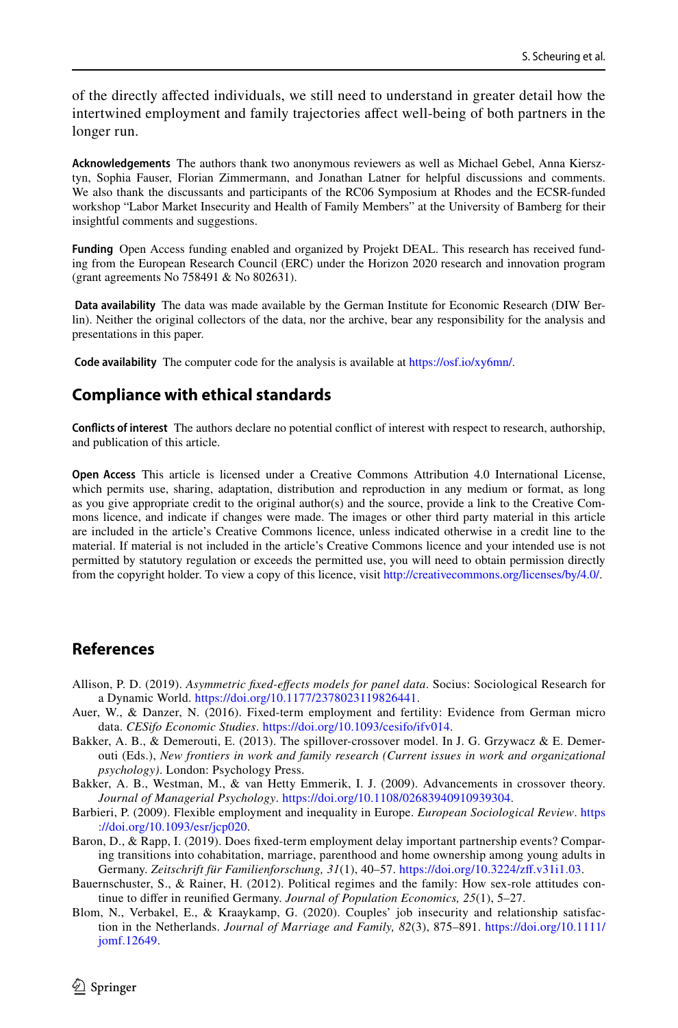of the directly affected individuals, we still need to understand in greater detail how the intertwined employment and family trajectories affect well-being of both partners in the longer run.

**Acknowledgements** The authors thank two anonymous reviewers as well as Michael Gebel, Anna Kiersztyn, Sophia Fauser, Florian Zimmermann, and Jonathan Latner for helpful discussions and comments. We also thank the discussants and participants of the RC06 Symposium at Rhodes and the ECSR-funded workshop "Labor Market Insecurity and Health of Family Members" at the University of Bamberg for their insightful comments and suggestions.

**Funding** Open Access funding enabled and organized by Projekt DEAL. This research has received funding from the European Research Council (ERC) under the Horizon 2020 research and innovation program (grant agreements No 758491 & No 802631).

**Data availability** The data was made available by the German Institute for Economic Research (DIW Berlin). Neither the original collectors of the data, nor the archive, bear any responsibility for the analysis and presentations in this paper.

**Code availability** The computer code for the analysis is available at https://osf.io/xy6mn/.

## Compliance with ethical standards

**Conflicts of interest** The authors declare no potential conflict of interest with respect to research, authorship, and publication of this article.

**Open Access** This article is licensed under a Creative Commons Attribution 4.0 International License, which permits use, sharing, adaptation, distribution and reproduction in any medium or format, as long as you give appropriate credit to the original author(s) and the source, provide a link to the Creative Commons licence, and indicate if changes were made. The images or other third party material in this article are included in the article's Creative Commons licence, unless indicated otherwise in a credit line to the material. If material is not included in the article's Creative Commons licence and your intended use is not permitted by statutory regulation or exceeds the permitted use, you will need to obtain permission directly from the copyright holder. To view a copy of this licence, visit http://creativecommons.org/licenses/by/4.0/.

## References

Allison, P. D. (2019). *Asymmetric fixed-effects models for panel data*. Socius: Sociological Research for a Dynamic World. https://doi.org/10.1177/2378023119826441.

Auer, W., & Danzer, N. (2016). Fixed-term employment and fertility: Evidence from German micro data. *CESifo Economic Studies*. https://doi.org/10.1093/cesifo/ifv014.

Bakker, A. B., & Demerouti, E. (2013). The spillover-crossover model. In J. G. Grzywacz & E. Demerouti (Eds.), *New frontiers in work and family research (Current issues in work and organizational psychology)*. London: Psychology Press.

Bakker, A. B., Westman, M., & van Hetty Emmerik, I. J. (2009). Advancements in crossover theory. *Journal of Managerial Psychology*. https://doi.org/10.1108/02683940910939304.

Barbieri, P. (2009). Flexible employment and inequality in Europe. *European Sociological Review*. https://doi.org/10.1093/esr/jcp020.

Baron, D., & Rapp, I. (2019). Does fixed-term employment delay important partnership events? Comparing transitions into cohabitation, marriage, parenthood and home ownership among young adults in Germany. *Zeitschrift für Familienforschung, 31*(1), 40–57. https://doi.org/10.3224/zff.v31i1.03.

Bauernschuster, S., & Rainer, H. (2012). Political regimes and the family: How sex-role attitudes continue to differ in reunified Germany. *Journal of Population Economics, 25*(1), 5–27.

Blom, N., Verbakel, E., & Kraaykamp, G. (2020). Couples' job insecurity and relationship satisfaction in the Netherlands. *Journal of Marriage and Family, 82*(3), 875–891. https://doi.org/10.1111/jomf.12649.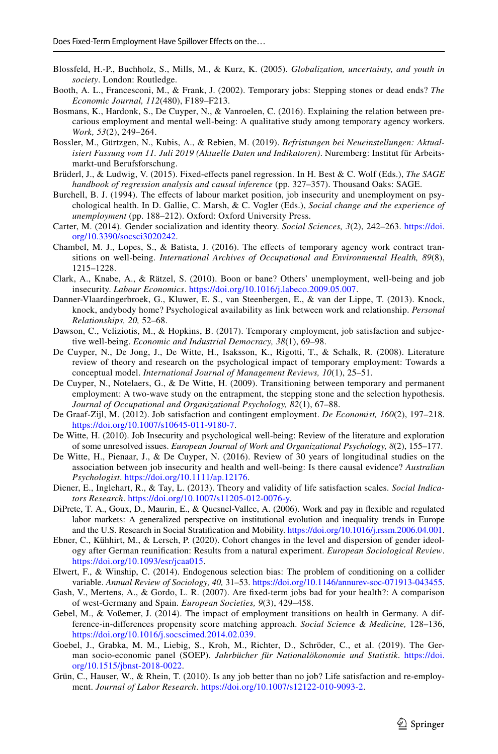Blossfeld, H.-P., Buchholz, S., Mills, M., & Kurz, K. (2005). *Globalization, uncertainty, and youth in society*. London: Routledge.

Booth, A. L., Francesconi, M., & Frank, J. (2002). Temporary jobs: Stepping stones or dead ends? *The Economic Journal, 112*(480), F189–F213.

Bosmans, K., Hardonk, S., De Cuyper, N., & Vanroelen, C. (2016). Explaining the relation between precarious employment and mental well-being: A qualitative study among temporary agency workers. *Work, 53*(2), 249–264.

Bossler, M., Gürtzgen, N., Kubis, A., & Rebien, M. (2019). *Befristungen bei Neueinstellungen: Aktualisiert Fassung vom 11. Juli 2019 (Aktuelle Daten und Indikatoren)*. Nuremberg: Institut für Arbeitsmarkt-und Berufsforschung.

Brüderl, J., & Ludwig, V. (2015). Fixed-effects panel regression. In H. Best & C. Wolf (Eds.), *The SAGE handbook of regression analysis and causal inference* (pp. 327–357). Thousand Oaks: SAGE.

Burchell, B. J. (1994). The effects of labour market position, job insecurity and unemployment on psychological health. In D. Gallie, C. Marsh, & C. Vogler (Eds.), *Social change and the experience of unemployment* (pp. 188–212). Oxford: Oxford University Press.

Carter, M. (2014). Gender socialization and identity theory. *Social Sciences, 3*(2), 242–263. https://doi.org/10.3390/socsci3020242.

Chambel, M. J., Lopes, S., & Batista, J. (2016). The effects of temporary agency work contract transitions on well-being. *International Archives of Occupational and Environmental Health, 89*(8), 1215–1228.

Clark, A., Knabe, A., & Rätzel, S. (2010). Boon or bane? Others' unemployment, well-being and job insecurity. *Labour Economics*. https://doi.org/10.1016/j.labeco.2009.05.007.

Danner-Vlaardingerbroek, G., Kluwer, E. S., van Steenbergen, E., & van der Lippe, T. (2013). Knock, knock, andybody home? Psychological availability as link between work and relationship. *Personal Relationships, 20,* 52–68.

Dawson, C., Veliziotis, M., & Hopkins, B. (2017). Temporary employment, job satisfaction and subjective well-being. *Economic and Industrial Democracy, 38*(1), 69–98.

De Cuyper, N., De Jong, J., De Witte, H., Isaksson, K., Rigotti, T., & Schalk, R. (2008). Literature review of theory and research on the psychological impact of temporary employment: Towards a conceptual model. *International Journal of Management Reviews, 10*(1), 25–51.

De Cuyper, N., Notelaers, G., & De Witte, H. (2009). Transitioning between temporary and permanent employment: A two-wave study on the entrapment, the stepping stone and the selection hypothesis. *Journal of Occupational and Organizational Psychology, 82*(1), 67–88.

De Graaf-Zijl, M. (2012). Job satisfaction and contingent employment. *De Economist, 160*(2), 197–218. https://doi.org/10.1007/s10645-011-9180-7.

De Witte, H. (2010). Job Insecurity and psychological well-being: Review of the literature and exploration of some unresolved issues. *European Journal of Work and Organizational Psychology, 8*(2), 155–177.

De Witte, H., Pienaar, J., & De Cuyper, N. (2016). Review of 30 years of longitudinal studies on the association between job insecurity and health and well-being: Is there causal evidence? *Australian Psychologist*. https://doi.org/10.1111/ap.12176.

Diener, E., Inglehart, R., & Tay, L. (2013). Theory and validity of life satisfaction scales. *Social Indicators Research*. https://doi.org/10.1007/s11205-012-0076-y.

DiPrete, T. A., Goux, D., Maurin, E., & Quesnel-Vallee, A. (2006). Work and pay in flexible and regulated labor markets: A generalized perspective on institutional evolution and inequality trends in Europe and the U.S. Research in Social Stratification and Mobility. https://doi.org/10.1016/j.rssm.2006.04.001.

Ebner, C., Kühhirt, M., & Lersch, P. (2020). Cohort changes in the level and dispersion of gender ideology after German reunification: Results from a natural experiment. *European Sociological Review*. https://doi.org/10.1093/esr/jcaa015.

Elwert, F., & Winship, C. (2014). Endogenous selection bias: The problem of conditioning on a collider variable. *Annual Review of Sociology, 40,* 31–53. https://doi.org/10.1146/annurev-soc-071913-043455.

Gash, V., Mertens, A., & Gordo, L. R. (2007). Are fixed-term jobs bad for your health?: A comparison of west-Germany and Spain. *European Societies, 9*(3), 429–458.

Gebel, M., & Voßemer, J. (2014). The impact of employment transitions on health in Germany. A difference-in-differences propensity score matching approach. *Social Science & Medicine,* 128–136, https://doi.org/10.1016/j.socscimed.2014.02.039.

Goebel, J., Grabka, M. M., Liebig, S., Kroh, M., Richter, D., Schröder, C., et al. (2019). The German socio-economic panel (SOEP). *Jahrbücher für Nationalökonomie und Statistik*. https://doi.org/10.1515/jbnst-2018-0022.

Grün, C., Hauser, W., & Rhein, T. (2010). Is any job better than no job? Life satisfaction and re-employment. *Journal of Labor Research*. https://doi.org/10.1007/s12122-010-9093-2.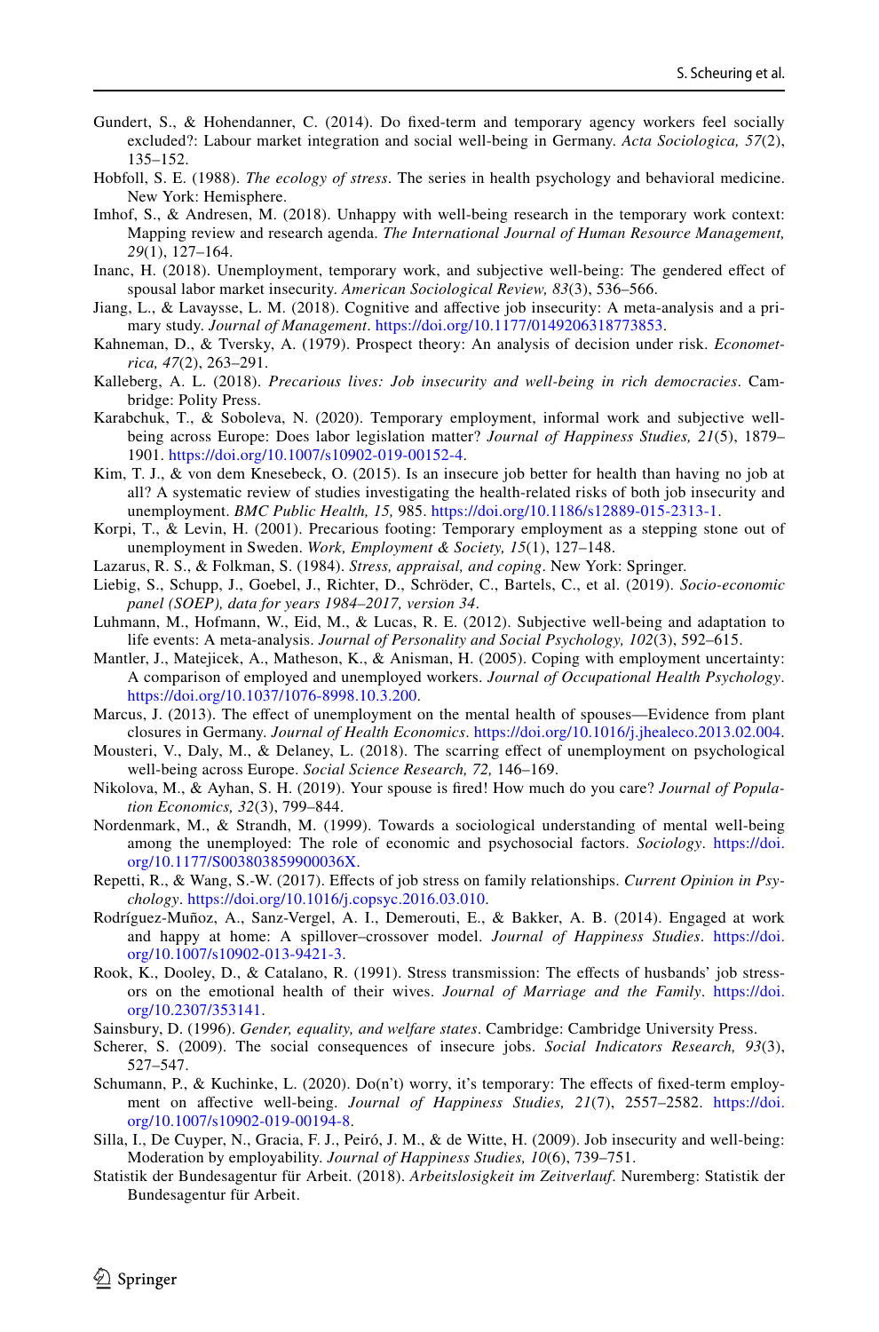Gundert, S., & Hohendanner, C. (2014). Do fixed-term and temporary agency workers feel socially excluded?: Labour market integration and social well-being in Germany. *Acta Sociologica, 57*(2), 135–152.

Hobfoll, S. E. (1988). *The ecology of stress*. The series in health psychology and behavioral medicine. New York: Hemisphere.

Imhof, S., & Andresen, M. (2018). Unhappy with well-being research in the temporary work context: Mapping review and research agenda. *The International Journal of Human Resource Management, 29*(1), 127–164.

Inanc, H. (2018). Unemployment, temporary work, and subjective well-being: The gendered effect of spousal labor market insecurity. *American Sociological Review, 83*(3), 536–566.

Jiang, L., & Lavaysse, L. M. (2018). Cognitive and affective job insecurity: A meta-analysis and a primary study. *Journal of Management*. https://doi.org/10.1177/0149206318773853.

Kahneman, D., & Tversky, A. (1979). Prospect theory: An analysis of decision under risk. *Econometrica, 47*(2), 263–291.

Kalleberg, A. L. (2018). *Precarious lives: Job insecurity and well-being in rich democracies*. Cambridge: Polity Press.

Karabchuk, T., & Soboleva, N. (2020). Temporary employment, informal work and subjective well-being across Europe: Does labor legislation matter? *Journal of Happiness Studies, 21*(5), 1879–1901. https://doi.org/10.1007/s10902-019-00152-4.

Kim, T. J., & von dem Knesebeck, O. (2015). Is an insecure job better for health than having no job at all? A systematic review of studies investigating the health-related risks of both job insecurity and unemployment. *BMC Public Health, 15,* 985. https://doi.org/10.1186/s12889-015-2313-1.

Korpi, T., & Levin, H. (2001). Precarious footing: Temporary employment as a stepping stone out of unemployment in Sweden. *Work, Employment & Society, 15*(1), 127–148.

Lazarus, R. S., & Folkman, S. (1984). *Stress, appraisal, and coping*. New York: Springer.

Liebig, S., Schupp, J., Goebel, J., Richter, D., Schröder, C., Bartels, C., et al. (2019). *Socio-economic panel (SOEP), data for years 1984–2017, version 34*.

Luhmann, M., Hofmann, W., Eid, M., & Lucas, R. E. (2012). Subjective well-being and adaptation to life events: A meta-analysis. *Journal of Personality and Social Psychology, 102*(3), 592–615.

Mantler, J., Matejicek, A., Matheson, K., & Anisman, H. (2005). Coping with employment uncertainty: A comparison of employed and unemployed workers. *Journal of Occupational Health Psychology*. https://doi.org/10.1037/1076-8998.10.3.200.

Marcus, J. (2013). The effect of unemployment on the mental health of spouses—Evidence from plant closures in Germany. *Journal of Health Economics*. https://doi.org/10.1016/j.jhealeco.2013.02.004.

Mousteri, V., Daly, M., & Delaney, L. (2018). The scarring effect of unemployment on psychological well-being across Europe. *Social Science Research, 72,* 146–169.

Nikolova, M., & Ayhan, S. H. (2019). Your spouse is fired! How much do you care? *Journal of Population Economics, 32*(3), 799–844.

Nordenmark, M., & Strandh, M. (1999). Towards a sociological understanding of mental well-being among the unemployed: The role of economic and psychosocial factors. *Sociology*. https://doi.org/10.1177/S003803859900036X.

Repetti, R., & Wang, S.-W. (2017). Effects of job stress on family relationships. *Current Opinion in Psychology*. https://doi.org/10.1016/j.copsyc.2016.03.010.

Rodríguez-Muñoz, A., Sanz-Vergel, A. I., Demerouti, E., & Bakker, A. B. (2014). Engaged at work and happy at home: A spillover–crossover model. *Journal of Happiness Studies*. https://doi.org/10.1007/s10902-013-9421-3.

Rook, K., Dooley, D., & Catalano, R. (1991). Stress transmission: The effects of husbands' job stressors on the emotional health of their wives. *Journal of Marriage and the Family*. https://doi.org/10.2307/353141.

Sainsbury, D. (1996). *Gender, equality, and welfare states*. Cambridge: Cambridge University Press.

Scherer, S. (2009). The social consequences of insecure jobs. *Social Indicators Research, 93*(3), 527–547.

Schumann, P., & Kuchinke, L. (2020). Do(n't) worry, it's temporary: The effects of fixed-term employment on affective well-being. *Journal of Happiness Studies, 21*(7), 2557–2582. https://doi.org/10.1007/s10902-019-00194-8.

Silla, I., De Cuyper, N., Gracia, F. J., Peiró, J. M., & de Witte, H. (2009). Job insecurity and well-being: Moderation by employability. *Journal of Happiness Studies, 10*(6), 739–751.

Statistik der Bundesagentur für Arbeit. (2018). *Arbeitslosigkeit im Zeitverlauf*. Nuremberg: Statistik der Bundesagentur für Arbeit.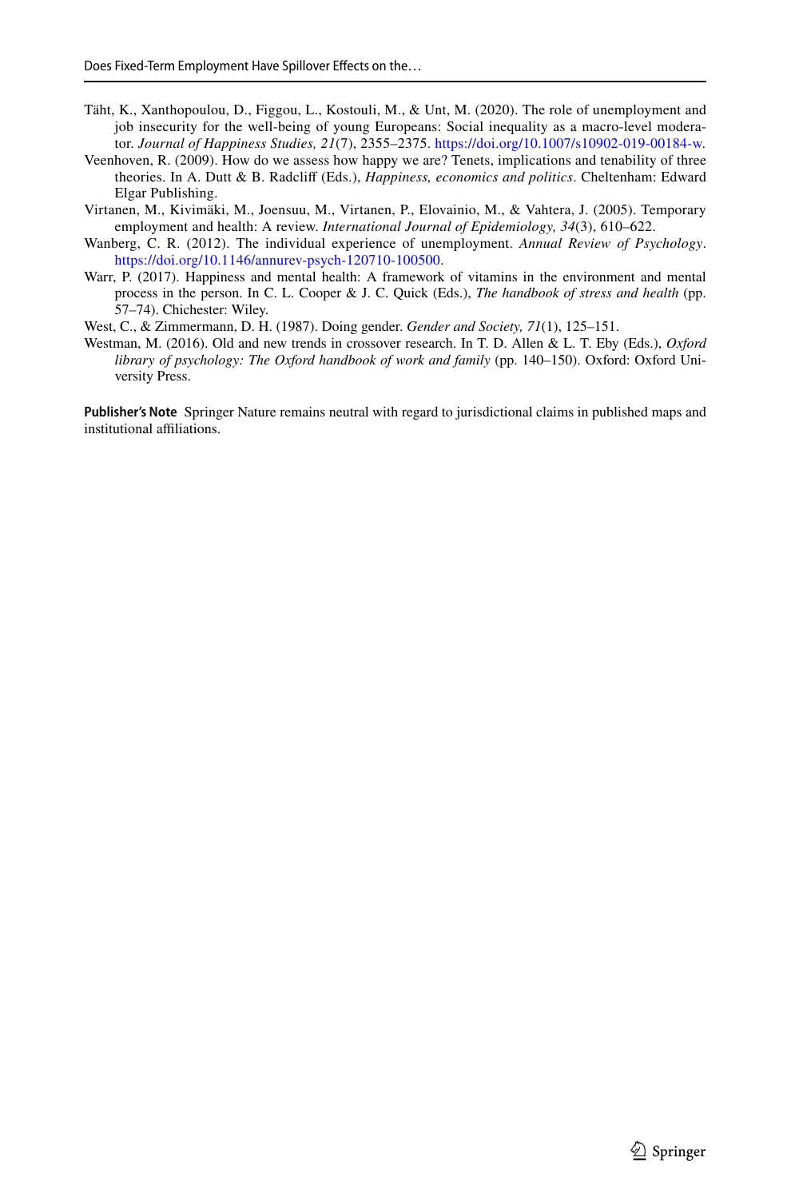Täht, K., Xanthopoulou, D., Figgou, L., Kostouli, M., & Unt, M. (2020). The role of unemployment and job insecurity for the well-being of young Europeans: Social inequality as a macro-level moderator. *Journal of Happiness Studies, 21*(7), 2355–2375. https://doi.org/10.1007/s10902-019-00184-w.

Veenhoven, R. (2009). How do we assess how happy we are? Tenets, implications and tenability of three theories. In A. Dutt & B. Radcliff (Eds.), *Happiness, economics and politics*. Cheltenham: Edward Elgar Publishing.

Virtanen, M., Kivimäki, M., Joensuu, M., Virtanen, P., Elovainio, M., & Vahtera, J. (2005). Temporary employment and health: A review. *International Journal of Epidemiology, 34*(3), 610–622.

Wanberg, C. R. (2012). The individual experience of unemployment. *Annual Review of Psychology*. https://doi.org/10.1146/annurev-psych-120710-100500.

Warr, P. (2017). Happiness and mental health: A framework of vitamins in the environment and mental process in the person. In C. L. Cooper & J. C. Quick (Eds.), *The handbook of stress and health* (pp. 57–74). Chichester: Wiley.

West, C., & Zimmermann, D. H. (1987). Doing gender. *Gender and Society, 71*(1), 125–151.

Westman, M. (2016). Old and new trends in crossover research. In T. D. Allen & L. T. Eby (Eds.), *Oxford library of psychology: The Oxford handbook of work and family* (pp. 140–150). Oxford: Oxford University Press.

**Publisher's Note** Springer Nature remains neutral with regard to jurisdictional claims in published maps and institutional affiliations.